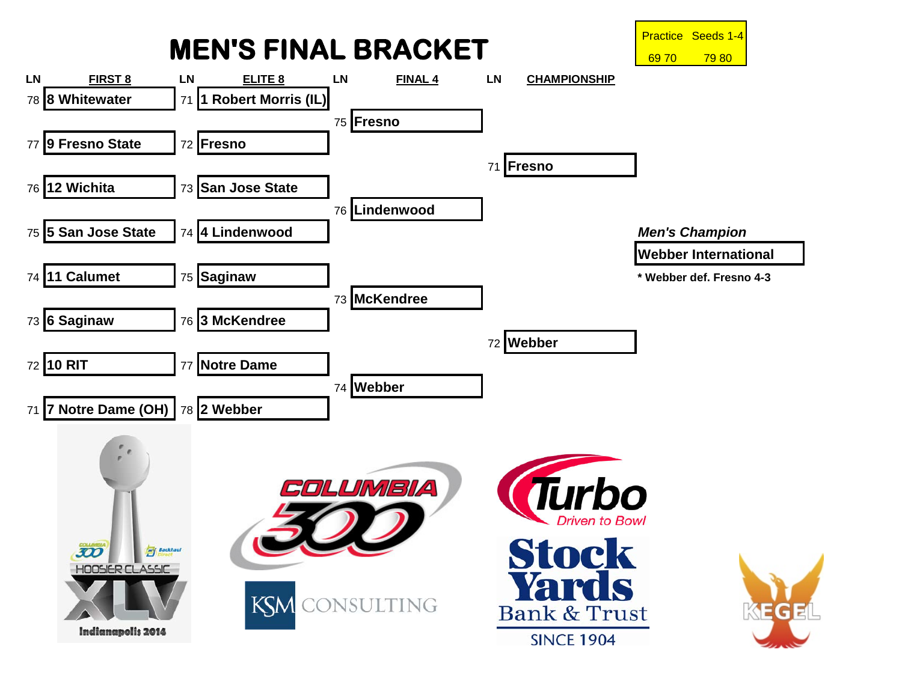# MEN'S FINAL BRACKET

| Practice | Seeds 1-4 |
| --- | --- |
| 69 70 | 79 80 |

| LN | FIRST 8 | LN | ELITE 8 | LN | FINAL 4 | LN | CHAMPIONSHIP |
| --- | --- | --- | --- | --- | --- | --- | --- |
| 78 | 8 Whitewater | 71 | 1 Robert Morris (IL) | | | | |
| | | | | 75 | Fresno | | |
| 77 | 9 Fresno State | 72 | Fresno | | | | |
| | | | | | | 71 | Fresno |
| 76 | 12 Wichita | 73 | San Jose State | | | | |
| | | | | 76 | Lindenwood | | |
| 75 | 5 San Jose State | 74 | 4 Lindenwood | | | | |
| 74 | 11 Calumet | 75 | Saginaw | | | | |
| | | | | 73 | McKendree | | |
| 73 | 6 Saginaw | 76 | 3 McKendree | | | | |
| | | | | | | 72 | Webber |
| 72 | 10 RIT | 77 | Notre Dame | | | | |
| | | | | 74 | Webber | | |
| 71 | 7 Notre Dame (OH) | 78 | 2 Webber | | | | |

***Men's Champion***

**Webber International**

**\* Webber def. Fresno 4-3**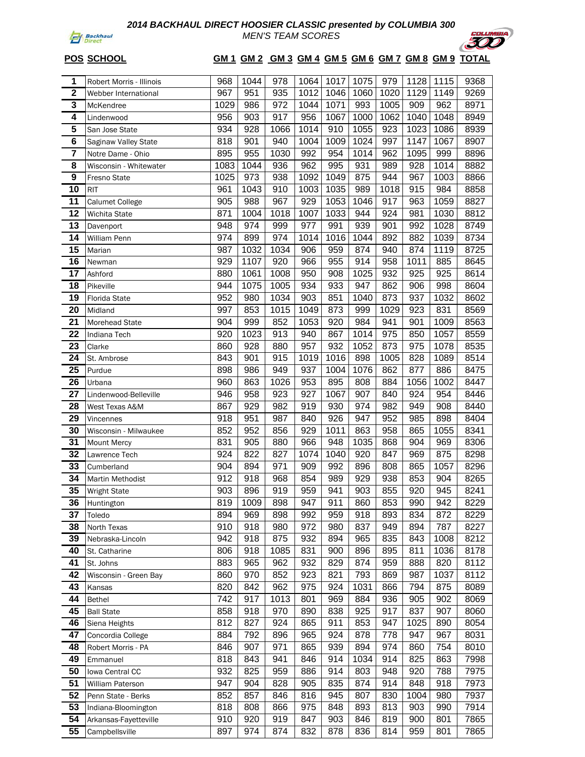**2014 BACKHAUL DIRECT HOOSIER CLASSIC presented by COLUMBIA 300**

*MEN'S TEAM SCORES*

| POS | SCHOOL | GM 1 | GM 2 | GM 3 | GM 4 | GM 5 | GM 6 | GM 7 | GM 8 | GM 9 | TOTAL |
|---|---|---|---|---|---|---|---|---|---|---|---|
| 1 | Robert Morris - Illinois | 968 | 1044 | 978 | 1064 | 1017 | 1075 | 979 | 1128 | 1115 | 9368 |
| 2 | Webber International | 967 | 951 | 935 | 1012 | 1046 | 1060 | 1020 | 1129 | 1149 | 9269 |
| 3 | McKendree | 1029 | 986 | 972 | 1044 | 1071 | 993 | 1005 | 909 | 962 | 8971 |
| 4 | Lindenwood | 956 | 903 | 917 | 956 | 1067 | 1000 | 1062 | 1040 | 1048 | 8949 |
| 5 | San Jose State | 934 | 928 | 1066 | 1014 | 910 | 1055 | 923 | 1023 | 1086 | 8939 |
| 6 | Saginaw Valley State | 818 | 901 | 940 | 1004 | 1009 | 1024 | 997 | 1147 | 1067 | 8907 |
| 7 | Notre Dame - Ohio | 895 | 955 | 1030 | 992 | 954 | 1014 | 962 | 1095 | 999 | 8896 |
| 8 | Wisconsin - Whitewater | 1083 | 1044 | 936 | 962 | 995 | 931 | 989 | 928 | 1014 | 8882 |
| 9 | Fresno State | 1025 | 973 | 938 | 1092 | 1049 | 875 | 944 | 967 | 1003 | 8866 |
| 10 | RIT | 961 | 1043 | 910 | 1003 | 1035 | 989 | 1018 | 915 | 984 | 8858 |
| 11 | Calumet College | 905 | 988 | 967 | 929 | 1053 | 1046 | 917 | 963 | 1059 | 8827 |
| 12 | Wichita State | 871 | 1004 | 1018 | 1007 | 1033 | 944 | 924 | 981 | 1030 | 8812 |
| 13 | Davenport | 948 | 974 | 999 | 977 | 991 | 939 | 901 | 992 | 1028 | 8749 |
| 14 | William Penn | 974 | 899 | 974 | 1014 | 1016 | 1044 | 892 | 882 | 1039 | 8734 |
| 15 | Marian | 987 | 1032 | 1034 | 906 | 959 | 874 | 940 | 874 | 1119 | 8725 |
| 16 | Newman | 929 | 1107 | 920 | 966 | 955 | 914 | 958 | 1011 | 885 | 8645 |
| 17 | Ashford | 880 | 1061 | 1008 | 950 | 908 | 1025 | 932 | 925 | 925 | 8614 |
| 18 | Pikeville | 944 | 1075 | 1005 | 934 | 933 | 947 | 862 | 906 | 998 | 8604 |
| 19 | Florida State | 952 | 980 | 1034 | 903 | 851 | 1040 | 873 | 937 | 1032 | 8602 |
| 20 | Midland | 997 | 853 | 1015 | 1049 | 873 | 999 | 1029 | 923 | 831 | 8569 |
| 21 | Morehead State | 904 | 999 | 852 | 1053 | 920 | 984 | 941 | 901 | 1009 | 8563 |
| 22 | Indiana Tech | 920 | 1023 | 913 | 940 | 867 | 1014 | 975 | 850 | 1057 | 8559 |
| 23 | Clarke | 860 | 928 | 880 | 957 | 932 | 1052 | 873 | 975 | 1078 | 8535 |
| 24 | St. Ambrose | 843 | 901 | 915 | 1019 | 1016 | 898 | 1005 | 828 | 1089 | 8514 |
| 25 | Purdue | 898 | 986 | 949 | 937 | 1004 | 1076 | 862 | 877 | 886 | 8475 |
| 26 | Urbana | 960 | 863 | 1026 | 953 | 895 | 808 | 884 | 1056 | 1002 | 8447 |
| 27 | Lindenwood-Belleville | 946 | 958 | 923 | 927 | 1067 | 907 | 840 | 924 | 954 | 8446 |
| 28 | West Texas A&M | 867 | 929 | 982 | 919 | 930 | 974 | 982 | 949 | 908 | 8440 |
| 29 | Vincennes | 918 | 951 | 987 | 840 | 926 | 947 | 952 | 985 | 898 | 8404 |
| 30 | Wisconsin - Milwaukee | 852 | 952 | 856 | 929 | 1011 | 863 | 958 | 865 | 1055 | 8341 |
| 31 | Mount Mercy | 831 | 905 | 880 | 966 | 948 | 1035 | 868 | 904 | 969 | 8306 |
| 32 | Lawrence Tech | 924 | 822 | 827 | 1074 | 1040 | 920 | 847 | 969 | 875 | 8298 |
| 33 | Cumberland | 904 | 894 | 971 | 909 | 992 | 896 | 808 | 865 | 1057 | 8296 |
| 34 | Martin Methodist | 912 | 918 | 968 | 854 | 989 | 929 | 938 | 853 | 904 | 8265 |
| 35 | Wright State | 903 | 896 | 919 | 959 | 941 | 903 | 855 | 920 | 945 | 8241 |
| 36 | Huntington | 819 | 1009 | 898 | 947 | 911 | 860 | 853 | 990 | 942 | 8229 |
| 37 | Toledo | 894 | 969 | 898 | 992 | 959 | 918 | 893 | 834 | 872 | 8229 |
| 38 | North Texas | 910 | 918 | 980 | 972 | 980 | 837 | 949 | 894 | 787 | 8227 |
| 39 | Nebraska-Lincoln | 942 | 918 | 875 | 932 | 894 | 965 | 835 | 843 | 1008 | 8212 |
| 40 | St. Catharine | 806 | 918 | 1085 | 831 | 900 | 896 | 895 | 811 | 1036 | 8178 |
| 41 | St. Johns | 883 | 965 | 962 | 932 | 829 | 874 | 959 | 888 | 820 | 8112 |
| 42 | Wisconsin - Green Bay | 860 | 970 | 852 | 923 | 821 | 793 | 869 | 987 | 1037 | 8112 |
| 43 | Kansas | 820 | 842 | 962 | 975 | 924 | 1031 | 866 | 794 | 875 | 8089 |
| 44 | Bethel | 742 | 917 | 1013 | 801 | 969 | 884 | 936 | 905 | 902 | 8069 |
| 45 | Ball State | 858 | 918 | 970 | 890 | 838 | 925 | 917 | 837 | 907 | 8060 |
| 46 | Siena Heights | 812 | 827 | 924 | 865 | 911 | 853 | 947 | 1025 | 890 | 8054 |
| 47 | Concordia College | 884 | 792 | 896 | 965 | 924 | 878 | 778 | 947 | 967 | 8031 |
| 48 | Robert Morris - PA | 846 | 907 | 971 | 865 | 939 | 894 | 974 | 860 | 754 | 8010 |
| 49 | Emmanuel | 818 | 843 | 941 | 846 | 914 | 1034 | 914 | 825 | 863 | 7998 |
| 50 | Iowa Central CC | 932 | 825 | 959 | 886 | 914 | 803 | 948 | 920 | 788 | 7975 |
| 51 | William Paterson | 947 | 904 | 828 | 905 | 835 | 874 | 914 | 848 | 918 | 7973 |
| 52 | Penn State - Berks | 852 | 857 | 846 | 816 | 945 | 807 | 830 | 1004 | 980 | 7937 |
| 53 | Indiana-Bloomington | 818 | 808 | 866 | 975 | 848 | 893 | 813 | 903 | 990 | 7914 |
| 54 | Arkansas-Fayetteville | 910 | 920 | 919 | 847 | 903 | 846 | 819 | 900 | 801 | 7865 |
| 55 | Campbellsville | 897 | 974 | 874 | 832 | 878 | 836 | 814 | 959 | 801 | 7865 |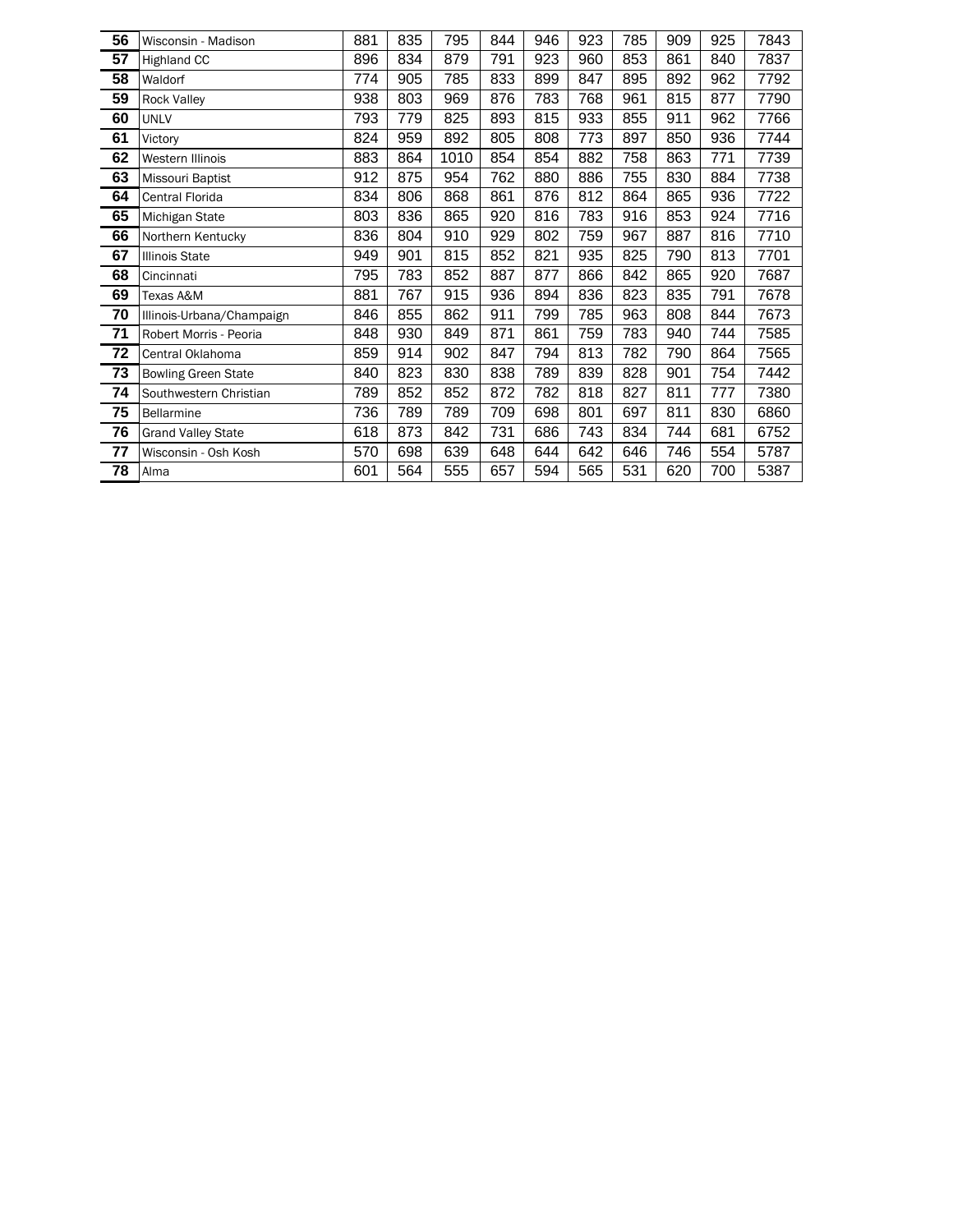| | | | | | | | | | | | |
|---|---|---|---|---|---|---|---|---|---|---|---|
| 56 | Wisconsin - Madison | 881 | 835 | 795 | 844 | 946 | 923 | 785 | 909 | 925 | 7843 |
| 57 | Highland CC | 896 | 834 | 879 | 791 | 923 | 960 | 853 | 861 | 840 | 7837 |
| 58 | Waldorf | 774 | 905 | 785 | 833 | 899 | 847 | 895 | 892 | 962 | 7792 |
| 59 | Rock Valley | 938 | 803 | 969 | 876 | 783 | 768 | 961 | 815 | 877 | 7790 |
| 60 | UNLV | 793 | 779 | 825 | 893 | 815 | 933 | 855 | 911 | 962 | 7766 |
| 61 | Victory | 824 | 959 | 892 | 805 | 808 | 773 | 897 | 850 | 936 | 7744 |
| 62 | Western Illinois | 883 | 864 | 1010 | 854 | 854 | 882 | 758 | 863 | 771 | 7739 |
| 63 | Missouri Baptist | 912 | 875 | 954 | 762 | 880 | 886 | 755 | 830 | 884 | 7738 |
| 64 | Central Florida | 834 | 806 | 868 | 861 | 876 | 812 | 864 | 865 | 936 | 7722 |
| 65 | Michigan State | 803 | 836 | 865 | 920 | 816 | 783 | 916 | 853 | 924 | 7716 |
| 66 | Northern Kentucky | 836 | 804 | 910 | 929 | 802 | 759 | 967 | 887 | 816 | 7710 |
| 67 | Illinois State | 949 | 901 | 815 | 852 | 821 | 935 | 825 | 790 | 813 | 7701 |
| 68 | Cincinnati | 795 | 783 | 852 | 887 | 877 | 866 | 842 | 865 | 920 | 7687 |
| 69 | Texas A&M | 881 | 767 | 915 | 936 | 894 | 836 | 823 | 835 | 791 | 7678 |
| 70 | Illinois-Urbana/Champaign | 846 | 855 | 862 | 911 | 799 | 785 | 963 | 808 | 844 | 7673 |
| 71 | Robert Morris - Peoria | 848 | 930 | 849 | 871 | 861 | 759 | 783 | 940 | 744 | 7585 |
| 72 | Central Oklahoma | 859 | 914 | 902 | 847 | 794 | 813 | 782 | 790 | 864 | 7565 |
| 73 | Bowling Green State | 840 | 823 | 830 | 838 | 789 | 839 | 828 | 901 | 754 | 7442 |
| 74 | Southwestern Christian | 789 | 852 | 852 | 872 | 782 | 818 | 827 | 811 | 777 | 7380 |
| 75 | Bellarmine | 736 | 789 | 789 | 709 | 698 | 801 | 697 | 811 | 830 | 6860 |
| 76 | Grand Valley State | 618 | 873 | 842 | 731 | 686 | 743 | 834 | 744 | 681 | 6752 |
| 77 | Wisconsin - Osh Kosh | 570 | 698 | 639 | 648 | 644 | 642 | 646 | 746 | 554 | 5787 |
| 78 | Alma | 601 | 564 | 555 | 657 | 594 | 565 | 531 | 620 | 700 | 5387 |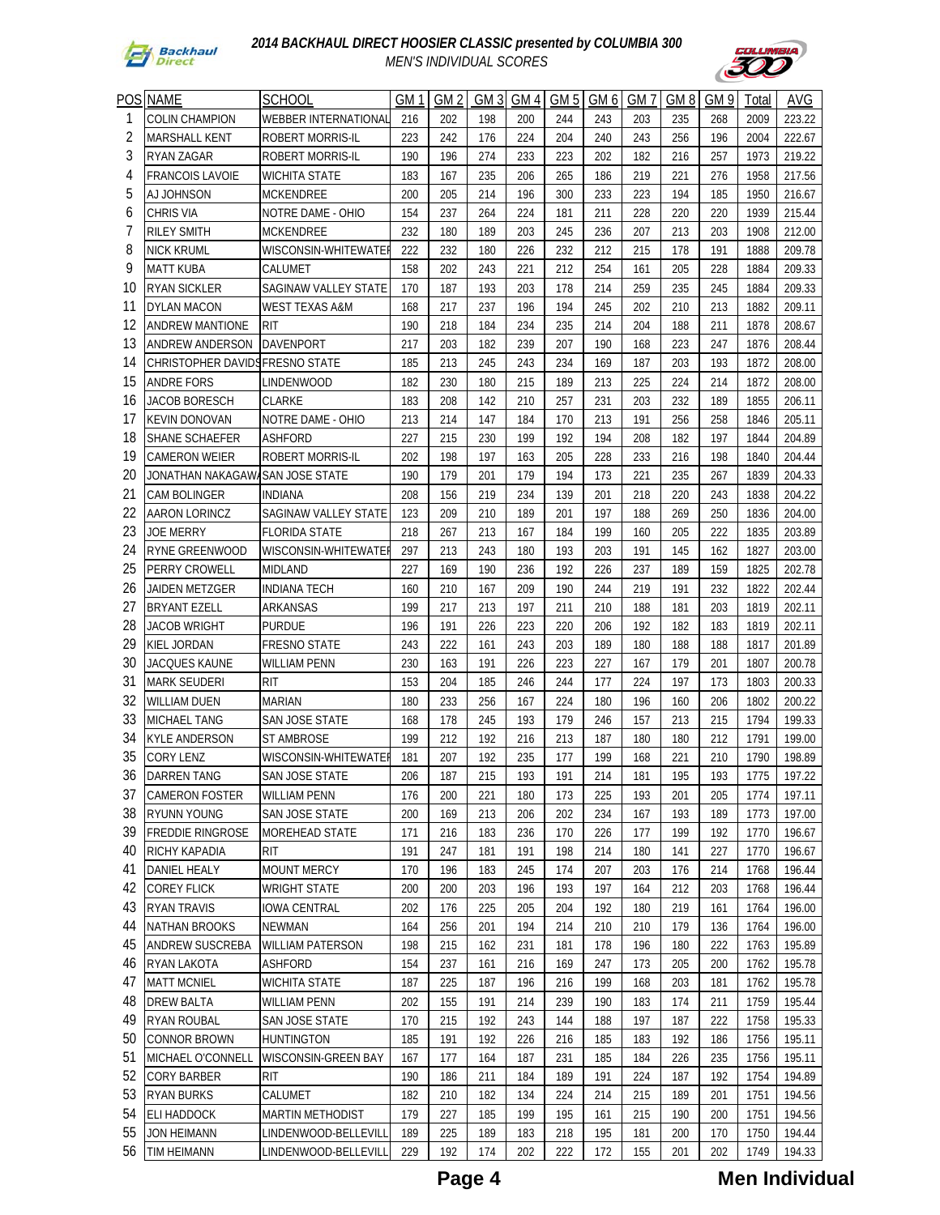# 2014 BACKHAUL DIRECT HOOSIER CLASSIC presented by COLUMBIA 300

*MEN'S INDIVIDUAL SCORES*

| POS | NAME | SCHOOL | GM 1 | GM 2 | GM 3 | GM 4 | GM 5 | GM 6 | GM 7 | GM 8 | GM 9 | Total | AVG |
|---|---|---|---|---|---|---|---|---|---|---|---|---|---|
| 1 | COLIN CHAMPION | WEBBER INTERNATIONAL | 216 | 202 | 198 | 200 | 244 | 243 | 203 | 235 | 268 | 2009 | 223.22 |
| 2 | MARSHALL KENT | ROBERT MORRIS-IL | 223 | 242 | 176 | 224 | 204 | 240 | 243 | 256 | 196 | 2004 | 222.67 |
| 3 | RYAN ZAGAR | ROBERT MORRIS-IL | 190 | 196 | 274 | 233 | 223 | 202 | 182 | 216 | 257 | 1973 | 219.22 |
| 4 | FRANCOIS LAVOIE | WICHITA STATE | 183 | 167 | 235 | 206 | 265 | 186 | 219 | 221 | 276 | 1958 | 217.56 |
| 5 | AJ JOHNSON | MCKENDREE | 200 | 205 | 214 | 196 | 300 | 233 | 223 | 194 | 185 | 1950 | 216.67 |
| 6 | CHRIS VIA | NOTRE DAME - OHIO | 154 | 237 | 264 | 224 | 181 | 211 | 228 | 220 | 220 | 1939 | 215.44 |
| 7 | RILEY SMITH | MCKENDREE | 232 | 180 | 189 | 203 | 245 | 236 | 207 | 213 | 203 | 1908 | 212.00 |
| 8 | NICK KRUML | WISCONSIN-WHITEWATER | 222 | 232 | 180 | 226 | 232 | 212 | 215 | 178 | 191 | 1888 | 209.78 |
| 9 | MATT KUBA | CALUMET | 158 | 202 | 243 | 221 | 212 | 254 | 161 | 205 | 228 | 1884 | 209.33 |
| 10 | RYAN SICKLER | SAGINAW VALLEY STATE | 170 | 187 | 193 | 203 | 178 | 214 | 259 | 235 | 245 | 1884 | 209.33 |
| 11 | DYLAN MACON | WEST TEXAS A&M | 168 | 217 | 237 | 196 | 194 | 245 | 202 | 210 | 213 | 1882 | 209.11 |
| 12 | ANDREW MANTIONE | RIT | 190 | 218 | 184 | 234 | 235 | 214 | 204 | 188 | 211 | 1878 | 208.67 |
| 13 | ANDREW ANDERSON | DAVENPORT | 217 | 203 | 182 | 239 | 207 | 190 | 168 | 223 | 247 | 1876 | 208.44 |
| 14 | CHRISTOPHER DAVIDS | FRESNO STATE | 185 | 213 | 245 | 243 | 234 | 169 | 187 | 203 | 193 | 1872 | 208.00 |
| 15 | ANDRE FORS | LINDENWOOD | 182 | 230 | 180 | 215 | 189 | 213 | 225 | 224 | 214 | 1872 | 208.00 |
| 16 | JACOB BORESCH | CLARKE | 183 | 208 | 142 | 210 | 257 | 231 | 203 | 232 | 189 | 1855 | 206.11 |
| 17 | KEVIN DONOVAN | NOTRE DAME - OHIO | 213 | 214 | 147 | 184 | 170 | 213 | 191 | 256 | 258 | 1846 | 205.11 |
| 18 | SHANE SCHAEFER | ASHFORD | 227 | 215 | 230 | 199 | 192 | 194 | 208 | 182 | 197 | 1844 | 204.89 |
| 19 | CAMERON WEIER | ROBERT MORRIS-IL | 202 | 198 | 197 | 163 | 205 | 228 | 233 | 216 | 198 | 1840 | 204.44 |
| 20 | JONATHAN NAKAGAWA | SAN JOSE STATE | 190 | 179 | 201 | 179 | 194 | 173 | 221 | 235 | 267 | 1839 | 204.33 |
| 21 | CAM BOLINGER | INDIANA | 208 | 156 | 219 | 234 | 139 | 201 | 218 | 220 | 243 | 1838 | 204.22 |
| 22 | AARON LORINCZ | SAGINAW VALLEY STATE | 123 | 209 | 210 | 189 | 201 | 197 | 188 | 269 | 250 | 1836 | 204.00 |
| 23 | JOE MERRY | FLORIDA STATE | 218 | 267 | 213 | 167 | 184 | 199 | 160 | 205 | 222 | 1835 | 203.89 |
| 24 | RYNE GREENWOOD | WISCONSIN-WHITEWATER | 297 | 213 | 243 | 180 | 193 | 203 | 191 | 145 | 162 | 1827 | 203.00 |
| 25 | PERRY CROWELL | MIDLAND | 227 | 169 | 190 | 236 | 192 | 226 | 237 | 189 | 159 | 1825 | 202.78 |
| 26 | JAIDEN METZGER | INDIANA TECH | 160 | 210 | 167 | 209 | 190 | 244 | 219 | 191 | 232 | 1822 | 202.44 |
| 27 | BRYANT EZELL | ARKANSAS | 199 | 217 | 213 | 197 | 211 | 210 | 188 | 181 | 203 | 1819 | 202.11 |
| 28 | JACOB WRIGHT | PURDUE | 196 | 191 | 226 | 223 | 220 | 206 | 192 | 182 | 183 | 1819 | 202.11 |
| 29 | KIEL JORDAN | FRESNO STATE | 243 | 222 | 161 | 243 | 203 | 189 | 180 | 188 | 188 | 1817 | 201.89 |
| 30 | JACQUES KAUNE | WILLIAM PENN | 230 | 163 | 191 | 226 | 223 | 227 | 167 | 179 | 201 | 1807 | 200.78 |
| 31 | MARK SEUDERI | RIT | 153 | 204 | 185 | 246 | 244 | 177 | 224 | 197 | 173 | 1803 | 200.33 |
| 32 | WILLIAM DUEN | MARIAN | 180 | 233 | 256 | 167 | 224 | 180 | 196 | 160 | 206 | 1802 | 200.22 |
| 33 | MICHAEL TANG | SAN JOSE STATE | 168 | 178 | 245 | 193 | 179 | 246 | 157 | 213 | 215 | 1794 | 199.33 |
| 34 | KYLE ANDERSON | ST AMBROSE | 199 | 212 | 192 | 216 | 213 | 187 | 180 | 180 | 212 | 1791 | 199.00 |
| 35 | CORY LENZ | WISCONSIN-WHITEWATER | 181 | 207 | 192 | 235 | 177 | 199 | 168 | 221 | 210 | 1790 | 198.89 |
| 36 | DARREN TANG | SAN JOSE STATE | 206 | 187 | 215 | 193 | 191 | 214 | 181 | 195 | 193 | 1775 | 197.22 |
| 37 | CAMERON FOSTER | WILLIAM PENN | 176 | 200 | 221 | 180 | 173 | 225 | 193 | 201 | 205 | 1774 | 197.11 |
| 38 | RYUNN YOUNG | SAN JOSE STATE | 200 | 169 | 213 | 206 | 202 | 234 | 167 | 193 | 189 | 1773 | 197.00 |
| 39 | FREDDIE RINGROSE | MOREHEAD STATE | 171 | 216 | 183 | 236 | 170 | 226 | 177 | 199 | 192 | 1770 | 196.67 |
| 40 | RICHY KAPADIA | RIT | 191 | 247 | 181 | 191 | 198 | 214 | 180 | 141 | 227 | 1770 | 196.67 |
| 41 | DANIEL HEALY | MOUNT MERCY | 170 | 196 | 183 | 245 | 174 | 207 | 203 | 176 | 214 | 1768 | 196.44 |
| 42 | COREY FLICK | WRIGHT STATE | 200 | 200 | 203 | 196 | 193 | 197 | 164 | 212 | 203 | 1768 | 196.44 |
| 43 | RYAN TRAVIS | IOWA CENTRAL | 202 | 176 | 225 | 205 | 204 | 192 | 180 | 219 | 161 | 1764 | 196.00 |
| 44 | NATHAN BROOKS | NEWMAN | 164 | 256 | 201 | 194 | 214 | 210 | 210 | 179 | 136 | 1764 | 196.00 |
| 45 | ANDREW SUSCREBA | WILLIAM PATERSON | 198 | 215 | 162 | 231 | 181 | 178 | 196 | 180 | 222 | 1763 | 195.89 |
| 46 | RYAN LAKOTA | ASHFORD | 154 | 237 | 161 | 216 | 169 | 247 | 173 | 205 | 200 | 1762 | 195.78 |
| 47 | MATT MCNIEL | WICHITA STATE | 187 | 225 | 187 | 196 | 216 | 199 | 168 | 203 | 181 | 1762 | 195.78 |
| 48 | DREW BALTA | WILLIAM PENN | 202 | 155 | 191 | 214 | 239 | 190 | 183 | 174 | 211 | 1759 | 195.44 |
| 49 | RYAN ROUBAL | SAN JOSE STATE | 170 | 215 | 192 | 243 | 144 | 188 | 197 | 187 | 222 | 1758 | 195.33 |
| 50 | CONNOR BROWN | HUNTINGTON | 185 | 191 | 192 | 226 | 216 | 185 | 183 | 192 | 186 | 1756 | 195.11 |
| 51 | MICHAEL O'CONNELL | WISCONSIN-GREEN BAY | 167 | 177 | 164 | 187 | 231 | 185 | 184 | 226 | 235 | 1756 | 195.11 |
| 52 | CORY BARBER | RIT | 190 | 186 | 211 | 184 | 189 | 191 | 224 | 187 | 192 | 1754 | 194.89 |
| 53 | RYAN BURKS | CALUMET | 182 | 210 | 182 | 134 | 224 | 214 | 215 | 189 | 201 | 1751 | 194.56 |
| 54 | ELI HADDOCK | MARTIN METHODIST | 179 | 227 | 185 | 199 | 195 | 161 | 215 | 190 | 200 | 1751 | 194.56 |
| 55 | JON HEIMANN | LINDENWOOD-BELLEVILL | 189 | 225 | 189 | 183 | 218 | 195 | 181 | 200 | 170 | 1750 | 194.44 |
| 56 | TIM HEIMANN | LINDENWOOD-BELLEVILL | 229 | 192 | 174 | 202 | 222 | 172 | 155 | 201 | 202 | 1749 | 194.33 |

**Men Individual**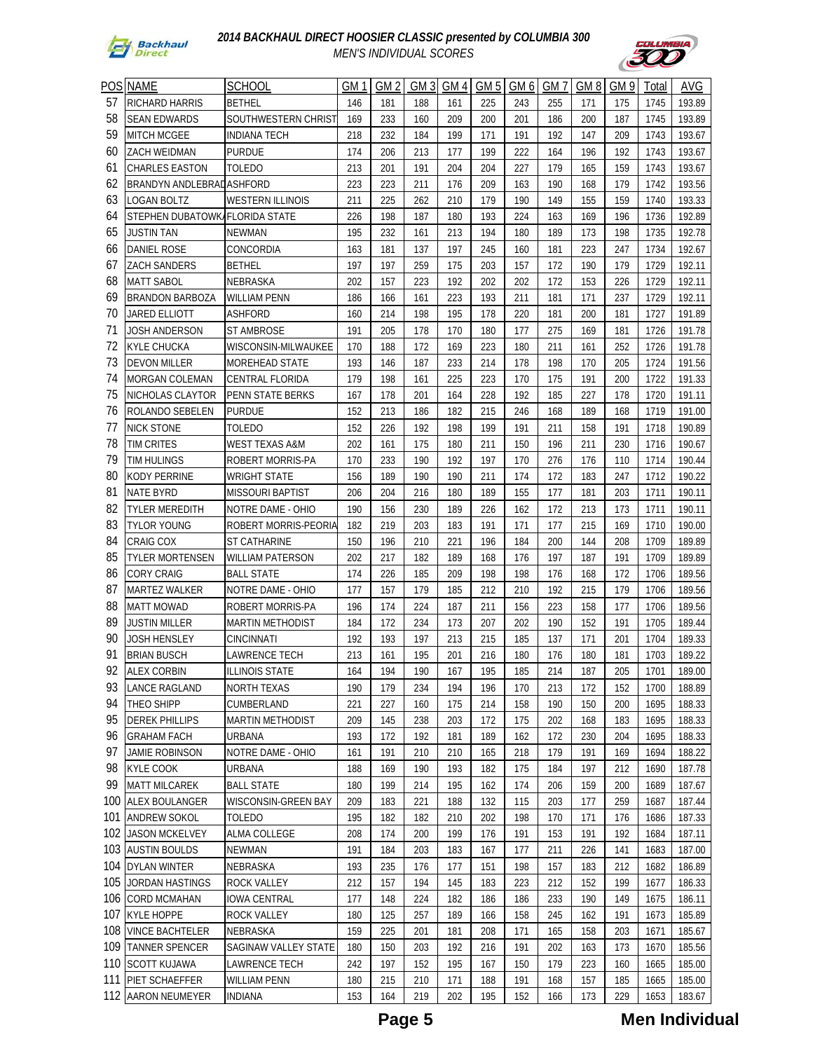## 2014 BACKHAUL DIRECT HOOSIER CLASSIC presented by COLUMBIA 300

*MEN'S INDIVIDUAL SCORES*

| POS | NAME | SCHOOL | GM 1 | GM 2 | GM 3 | GM 4 | GM 5 | GM 6 | GM 7 | GM 8 | GM 9 | Total | AVG |
|---|---|---|---|---|---|---|---|---|---|---|---|---|---|
| 57 | RICHARD HARRIS | BETHEL | 146 | 181 | 188 | 161 | 225 | 243 | 255 | 171 | 175 | 1745 | 193.89 |
| 58 | SEAN EDWARDS | SOUTHWESTERN CHRIST | 169 | 233 | 160 | 209 | 200 | 201 | 186 | 200 | 187 | 1745 | 193.89 |
| 59 | MITCH MCGEE | INDIANA TECH | 218 | 232 | 184 | 199 | 171 | 191 | 192 | 147 | 209 | 1743 | 193.67 |
| 60 | ZACH WEIDMAN | PURDUE | 174 | 206 | 213 | 177 | 199 | 222 | 164 | 196 | 192 | 1743 | 193.67 |
| 61 | CHARLES EASTON | TOLEDO | 213 | 201 | 191 | 204 | 204 | 227 | 179 | 165 | 159 | 1743 | 193.67 |
| 62 | BRANDYN ANDLEBRAD | ASHFORD | 223 | 223 | 211 | 176 | 209 | 163 | 190 | 168 | 179 | 1742 | 193.56 |
| 63 | LOGAN BOLTZ | WESTERN ILLINOIS | 211 | 225 | 262 | 210 | 179 | 190 | 149 | 155 | 159 | 1740 | 193.33 |
| 64 | STEPHEN DUBATOWKA | FLORIDA STATE | 226 | 198 | 187 | 180 | 193 | 224 | 163 | 169 | 196 | 1736 | 192.89 |
| 65 | JUSTIN TAN | NEWMAN | 195 | 232 | 161 | 213 | 194 | 180 | 189 | 173 | 198 | 1735 | 192.78 |
| 66 | DANIEL ROSE | CONCORDIA | 163 | 181 | 137 | 197 | 245 | 160 | 181 | 223 | 247 | 1734 | 192.67 |
| 67 | ZACH SANDERS | BETHEL | 197 | 197 | 259 | 175 | 203 | 157 | 172 | 190 | 179 | 1729 | 192.11 |
| 68 | MATT SABOL | NEBRASKA | 202 | 157 | 223 | 192 | 202 | 202 | 172 | 153 | 226 | 1729 | 192.11 |
| 69 | BRANDON BARBOZA | WILLIAM PENN | 186 | 166 | 161 | 223 | 193 | 211 | 181 | 171 | 237 | 1729 | 192.11 |
| 70 | JARED ELLIOTT | ASHFORD | 160 | 214 | 198 | 195 | 178 | 220 | 181 | 200 | 181 | 1727 | 191.89 |
| 71 | JOSH ANDERSON | ST AMBROSE | 191 | 205 | 178 | 170 | 180 | 177 | 275 | 169 | 181 | 1726 | 191.78 |
| 72 | KYLE CHUCKA | WISCONSIN-MILWAUKEE | 170 | 188 | 172 | 169 | 223 | 180 | 211 | 161 | 252 | 1726 | 191.78 |
| 73 | DEVON MILLER | MOREHEAD STATE | 193 | 146 | 187 | 233 | 214 | 178 | 198 | 170 | 205 | 1724 | 191.56 |
| 74 | MORGAN COLEMAN | CENTRAL FLORIDA | 179 | 198 | 161 | 225 | 223 | 170 | 175 | 191 | 200 | 1722 | 191.33 |
| 75 | NICHOLAS CLAYTOR | PENN STATE BERKS | 167 | 178 | 201 | 164 | 228 | 192 | 185 | 227 | 178 | 1720 | 191.11 |
| 76 | ROLANDO SEBELEN | PURDUE | 152 | 213 | 186 | 182 | 215 | 246 | 168 | 189 | 168 | 1719 | 191.00 |
| 77 | NICK STONE | TOLEDO | 152 | 226 | 192 | 198 | 199 | 191 | 211 | 158 | 191 | 1718 | 190.89 |
| 78 | TIM CRITES | WEST TEXAS A&M | 202 | 161 | 175 | 180 | 211 | 150 | 196 | 211 | 230 | 1716 | 190.67 |
| 79 | TIM HULINGS | ROBERT MORRIS-PA | 170 | 233 | 190 | 192 | 197 | 170 | 276 | 176 | 110 | 1714 | 190.44 |
| 80 | KODY PERRINE | WRIGHT STATE | 156 | 189 | 190 | 190 | 211 | 174 | 172 | 183 | 247 | 1712 | 190.22 |
| 81 | NATE BYRD | MISSOURI BAPTIST | 206 | 204 | 216 | 180 | 189 | 155 | 177 | 181 | 203 | 1711 | 190.11 |
| 82 | TYLER MEREDITH | NOTRE DAME - OHIO | 190 | 156 | 230 | 189 | 226 | 162 | 172 | 213 | 173 | 1711 | 190.11 |
| 83 | TYLOR YOUNG | ROBERT MORRIS-PEORIA | 182 | 219 | 203 | 183 | 191 | 171 | 177 | 215 | 169 | 1710 | 190.00 |
| 84 | CRAIG COX | ST CATHARINE | 150 | 196 | 210 | 221 | 196 | 184 | 200 | 144 | 208 | 1709 | 189.89 |
| 85 | TYLER MORTENSEN | WILLIAM PATERSON | 202 | 217 | 182 | 189 | 168 | 176 | 197 | 187 | 191 | 1709 | 189.89 |
| 86 | CORY CRAIG | BALL STATE | 174 | 226 | 185 | 209 | 198 | 198 | 176 | 168 | 172 | 1706 | 189.56 |
| 87 | MARTEZ WALKER | NOTRE DAME - OHIO | 177 | 157 | 179 | 185 | 212 | 210 | 192 | 215 | 179 | 1706 | 189.56 |
| 88 | MATT MOWAD | ROBERT MORRIS-PA | 196 | 174 | 224 | 187 | 211 | 156 | 223 | 158 | 177 | 1706 | 189.56 |
| 89 | JUSTIN MILLER | MARTIN METHODIST | 184 | 172 | 234 | 173 | 207 | 202 | 190 | 152 | 191 | 1705 | 189.44 |
| 90 | JOSH HENSLEY | CINCINNATI | 192 | 193 | 197 | 213 | 215 | 185 | 137 | 171 | 201 | 1704 | 189.33 |
| 91 | BRIAN BUSCH | LAWRENCE TECH | 213 | 161 | 195 | 201 | 216 | 180 | 176 | 180 | 181 | 1703 | 189.22 |
| 92 | ALEX CORBIN | ILLINOIS STATE | 164 | 194 | 190 | 167 | 195 | 185 | 214 | 187 | 205 | 1701 | 189.00 |
| 93 | LANCE RAGLAND | NORTH TEXAS | 190 | 179 | 234 | 194 | 196 | 170 | 213 | 172 | 152 | 1700 | 188.89 |
| 94 | THEO SHIPP | CUMBERLAND | 221 | 227 | 160 | 175 | 214 | 158 | 190 | 150 | 200 | 1695 | 188.33 |
| 95 | DEREK PHILLIPS | MARTIN METHODIST | 209 | 145 | 238 | 203 | 172 | 175 | 202 | 168 | 183 | 1695 | 188.33 |
| 96 | GRAHAM FACH | URBANA | 193 | 172 | 192 | 181 | 189 | 162 | 172 | 230 | 204 | 1695 | 188.33 |
| 97 | JAMIE ROBINSON | NOTRE DAME - OHIO | 161 | 191 | 210 | 210 | 165 | 218 | 179 | 191 | 169 | 1694 | 188.22 |
| 98 | KYLE COOK | URBANA | 188 | 169 | 190 | 193 | 182 | 175 | 184 | 197 | 212 | 1690 | 187.78 |
| 99 | MATT MILCAREK | BALL STATE | 180 | 199 | 214 | 195 | 162 | 174 | 206 | 159 | 200 | 1689 | 187.67 |
| 100 | ALEX BOULANGER | WISCONSIN-GREEN BAY | 209 | 183 | 221 | 188 | 132 | 115 | 203 | 177 | 259 | 1687 | 187.44 |
| 101 | ANDREW SOKOL | TOLEDO | 195 | 182 | 182 | 210 | 202 | 198 | 170 | 171 | 176 | 1686 | 187.33 |
| 102 | JASON MCKELVEY | ALMA COLLEGE | 208 | 174 | 200 | 199 | 176 | 191 | 153 | 191 | 192 | 1684 | 187.11 |
| 103 | AUSTIN BOULDS | NEWMAN | 191 | 184 | 203 | 183 | 167 | 177 | 211 | 226 | 141 | 1683 | 187.00 |
| 104 | DYLAN WINTER | NEBRASKA | 193 | 235 | 176 | 177 | 151 | 198 | 157 | 183 | 212 | 1682 | 186.89 |
| 105 | JORDAN HASTINGS | ROCK VALLEY | 212 | 157 | 194 | 145 | 183 | 223 | 212 | 152 | 199 | 1677 | 186.33 |
| 106 | CORD MCMAHAN | IOWA CENTRAL | 177 | 148 | 224 | 182 | 186 | 186 | 233 | 190 | 149 | 1675 | 186.11 |
| 107 | KYLE HOPPE | ROCK VALLEY | 180 | 125 | 257 | 189 | 166 | 158 | 245 | 162 | 191 | 1673 | 185.89 |
| 108 | VINCE BACHTELER | NEBRASKA | 159 | 225 | 201 | 181 | 208 | 171 | 165 | 158 | 203 | 1671 | 185.67 |
| 109 | TANNER SPENCER | SAGINAW VALLEY STATE | 180 | 150 | 203 | 192 | 216 | 191 | 202 | 163 | 173 | 1670 | 185.56 |
| 110 | SCOTT KUJAWA | LAWRENCE TECH | 242 | 197 | 152 | 195 | 167 | 150 | 179 | 223 | 160 | 1665 | 185.00 |
| 111 | PIET SCHAEFFER | WILLIAM PENN | 180 | 215 | 210 | 171 | 188 | 191 | 168 | 157 | 185 | 1665 | 185.00 |
| 112 | AARON NEUMEYER | INDIANA | 153 | 164 | 219 | 202 | 195 | 152 | 166 | 173 | 229 | 1653 | 183.67 |

**Men Individual**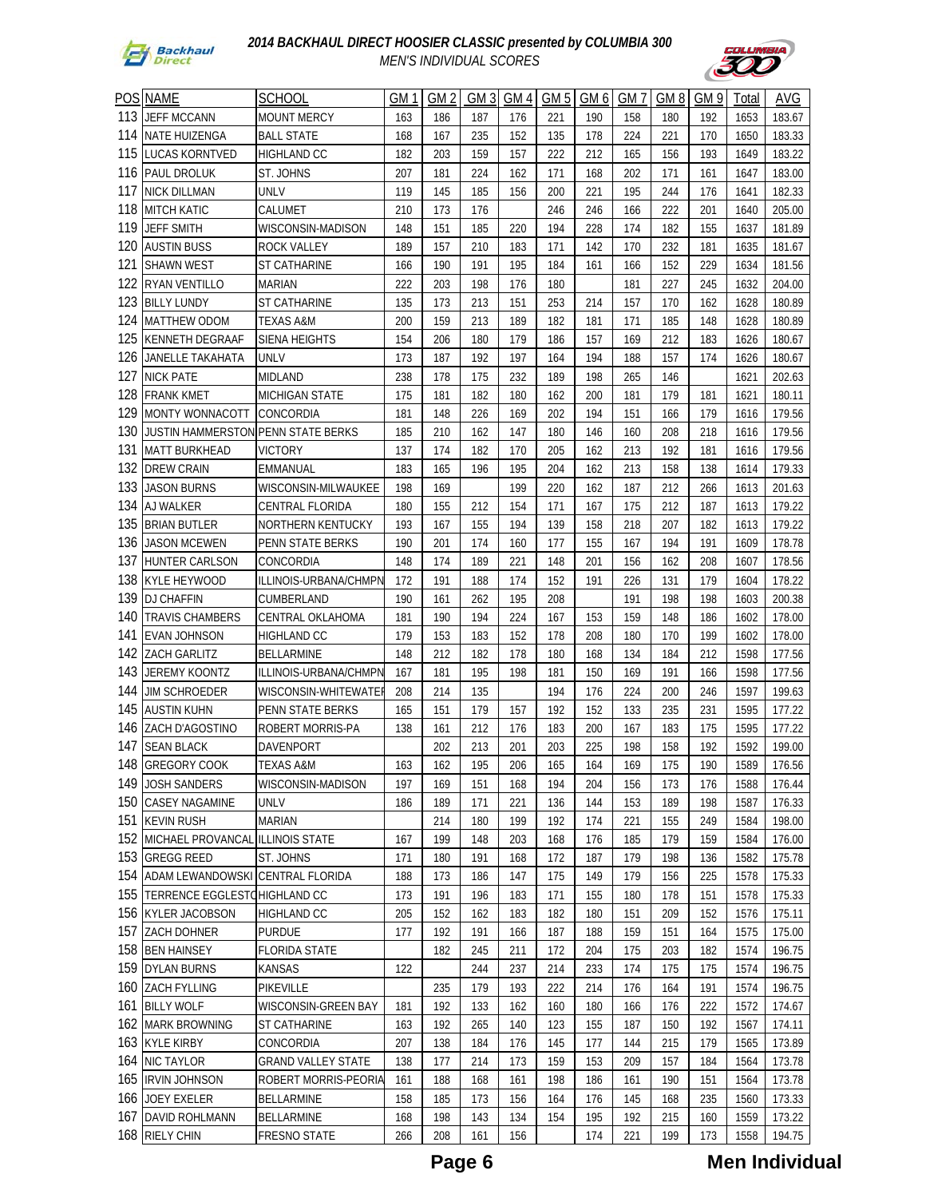# 2014 BACKHAUL DIRECT HOOSIER CLASSIC presented by COLUMBIA 300

*MEN'S INDIVIDUAL SCORES*

| POS | NAME | SCHOOL | GM 1 | GM 2 | GM 3 | GM 4 | GM 5 | GM 6 | GM 7 | GM 8 | GM 9 | Total | AVG |
|---|---|---|---|---|---|---|---|---|---|---|---|---|---|
| 113 | JEFF MCCANN | MOUNT MERCY | 163 | 186 | 187 | 176 | 221 | 190 | 158 | 180 | 192 | 1653 | 183.67 |
| 114 | NATE HUIZENGA | BALL STATE | 168 | 167 | 235 | 152 | 135 | 178 | 224 | 221 | 170 | 1650 | 183.33 |
| 115 | LUCAS KORNTVED | HIGHLAND CC | 182 | 203 | 159 | 157 | 222 | 212 | 165 | 156 | 193 | 1649 | 183.22 |
| 116 | PAUL DROLUK | ST. JOHNS | 207 | 181 | 224 | 162 | 171 | 168 | 202 | 171 | 161 | 1647 | 183.00 |
| 117 | NICK DILLMAN | UNLV | 119 | 145 | 185 | 156 | 200 | 221 | 195 | 244 | 176 | 1641 | 182.33 |
| 118 | MITCH KATIC | CALUMET | 210 | 173 | 176 | | 246 | 246 | 166 | 222 | 201 | 1640 | 205.00 |
| 119 | JEFF SMITH | WISCONSIN-MADISON | 148 | 151 | 185 | 220 | 194 | 228 | 174 | 182 | 155 | 1637 | 181.89 |
| 120 | AUSTIN BUSS | ROCK VALLEY | 189 | 157 | 210 | 183 | 171 | 142 | 170 | 232 | 181 | 1635 | 181.67 |
| 121 | SHAWN WEST | ST CATHARINE | 166 | 190 | 191 | 195 | 184 | 161 | 166 | 152 | 229 | 1634 | 181.56 |
| 122 | RYAN VENTILLO | MARIAN | 222 | 203 | 198 | 176 | 180 | | 181 | 227 | 245 | 1632 | 204.00 |
| 123 | BILLY LUNDY | ST CATHARINE | 135 | 173 | 213 | 151 | 253 | 214 | 157 | 170 | 162 | 1628 | 180.89 |
| 124 | MATTHEW ODOM | TEXAS A&M | 200 | 159 | 213 | 189 | 182 | 181 | 171 | 185 | 148 | 1628 | 180.89 |
| 125 | KENNETH DEGRAAF | SIENA HEIGHTS | 154 | 206 | 180 | 179 | 186 | 157 | 169 | 212 | 183 | 1626 | 180.67 |
| 126 | JANELLE TAKAHATA | UNLV | 173 | 187 | 192 | 197 | 164 | 194 | 188 | 157 | 174 | 1626 | 180.67 |
| 127 | NICK PATE | MIDLAND | 238 | 178 | 175 | 232 | 189 | 198 | 265 | 146 | | 1621 | 202.63 |
| 128 | FRANK KMET | MICHIGAN STATE | 175 | 181 | 182 | 180 | 162 | 200 | 181 | 179 | 181 | 1621 | 180.11 |
| 129 | MONTY WONNACOTT | CONCORDIA | 181 | 148 | 226 | 169 | 202 | 194 | 151 | 166 | 179 | 1616 | 179.56 |
| 130 | JUSTIN HAMMERSTON | PENN STATE BERKS | 185 | 210 | 162 | 147 | 180 | 146 | 160 | 208 | 218 | 1616 | 179.56 |
| 131 | MATT BURKHEAD | VICTORY | 137 | 174 | 182 | 170 | 205 | 162 | 213 | 192 | 181 | 1616 | 179.56 |
| 132 | DREW CRAIN | EMMANUAL | 183 | 165 | 196 | 195 | 204 | 162 | 213 | 158 | 138 | 1614 | 179.33 |
| 133 | JASON BURNS | WISCONSIN-MILWAUKEE | 198 | 169 | | 199 | 220 | 162 | 187 | 212 | 266 | 1613 | 201.63 |
| 134 | AJ WALKER | CENTRAL FLORIDA | 180 | 155 | 212 | 154 | 171 | 167 | 175 | 212 | 187 | 1613 | 179.22 |
| 135 | BRIAN BUTLER | NORTHERN KENTUCKY | 193 | 167 | 155 | 194 | 139 | 158 | 218 | 207 | 182 | 1613 | 179.22 |
| 136 | JASON MCEWEN | PENN STATE BERKS | 190 | 201 | 174 | 160 | 177 | 155 | 167 | 194 | 191 | 1609 | 178.78 |
| 137 | HUNTER CARLSON | CONCORDIA | 148 | 174 | 189 | 221 | 148 | 201 | 156 | 162 | 208 | 1607 | 178.56 |
| 138 | KYLE HEYWOOD | ILLINOIS-URBANA/CHMPN | 172 | 191 | 188 | 174 | 152 | 191 | 226 | 131 | 179 | 1604 | 178.22 |
| 139 | DJ CHAFFIN | CUMBERLAND | 190 | 161 | 262 | 195 | 208 | | 191 | 198 | 198 | 1603 | 200.38 |
| 140 | TRAVIS CHAMBERS | CENTRAL OKLAHOMA | 181 | 190 | 194 | 224 | 167 | 153 | 159 | 148 | 186 | 1602 | 178.00 |
| 141 | EVAN JOHNSON | HIGHLAND CC | 179 | 153 | 183 | 152 | 178 | 208 | 180 | 170 | 199 | 1602 | 178.00 |
| 142 | ZACH GARLITZ | BELLARMINE | 148 | 212 | 182 | 178 | 180 | 168 | 134 | 184 | 212 | 1598 | 177.56 |
| 143 | JEREMY KOONTZ | ILLINOIS-URBANA/CHMPN | 167 | 181 | 195 | 198 | 181 | 150 | 169 | 191 | 166 | 1598 | 177.56 |
| 144 | JIM SCHROEDER | WISCONSIN-WHITEWATER | 208 | 214 | 135 | | 194 | 176 | 224 | 200 | 246 | 1597 | 199.63 |
| 145 | AUSTIN KUHN | PENN STATE BERKS | 165 | 151 | 179 | 157 | 192 | 152 | 133 | 235 | 231 | 1595 | 177.22 |
| 146 | ZACH D'AGOSTINO | ROBERT MORRIS-PA | 138 | 161 | 212 | 176 | 183 | 200 | 167 | 183 | 175 | 1595 | 177.22 |
| 147 | SEAN BLACK | DAVENPORT | | 202 | 213 | 201 | 203 | 225 | 198 | 158 | 192 | 1592 | 199.00 |
| 148 | GREGORY COOK | TEXAS A&M | 163 | 162 | 195 | 206 | 165 | 164 | 169 | 175 | 190 | 1589 | 176.56 |
| 149 | JOSH SANDERS | WISCONSIN-MADISON | 197 | 169 | 151 | 168 | 194 | 204 | 156 | 173 | 176 | 1588 | 176.44 |
| 150 | CASEY NAGAMINE | UNLV | 186 | 189 | 171 | 221 | 136 | 144 | 153 | 189 | 198 | 1587 | 176.33 |
| 151 | KEVIN RUSH | MARIAN | | 214 | 180 | 199 | 192 | 174 | 221 | 155 | 249 | 1584 | 198.00 |
| 152 | MICHAEL PROVANCAL | ILLINOIS STATE | 167 | 199 | 148 | 203 | 168 | 176 | 185 | 179 | 159 | 1584 | 176.00 |
| 153 | GREGG REED | ST. JOHNS | 171 | 180 | 191 | 168 | 172 | 187 | 179 | 198 | 136 | 1582 | 175.78 |
| 154 | ADAM LEWANDOWSKI | CENTRAL FLORIDA | 188 | 173 | 186 | 147 | 175 | 149 | 179 | 156 | 225 | 1578 | 175.33 |
| 155 | TERRENCE EGGLESTO | HIGHLAND CC | 173 | 191 | 196 | 183 | 171 | 155 | 180 | 178 | 151 | 1578 | 175.33 |
| 156 | KYLER JACOBSON | HIGHLAND CC | 205 | 152 | 162 | 183 | 182 | 180 | 151 | 209 | 152 | 1576 | 175.11 |
| 157 | ZACH DOHNER | PURDUE | 177 | 192 | 191 | 166 | 187 | 188 | 159 | 151 | 164 | 1575 | 175.00 |
| 158 | BEN HAINSEY | FLORIDA STATE | | 182 | 245 | 211 | 172 | 204 | 175 | 203 | 182 | 1574 | 196.75 |
| 159 | DYLAN BURNS | KANSAS | 122 | | 244 | 237 | 214 | 233 | 174 | 175 | 175 | 1574 | 196.75 |
| 160 | ZACH FYLLING | PIKEVILLE | | 235 | 179 | 193 | 222 | 214 | 176 | 164 | 191 | 1574 | 196.75 |
| 161 | BILLY WOLF | WISCONSIN-GREEN BAY | 181 | 192 | 133 | 162 | 160 | 180 | 166 | 176 | 222 | 1572 | 174.67 |
| 162 | MARK BROWNING | ST CATHARINE | 163 | 192 | 265 | 140 | 123 | 155 | 187 | 150 | 192 | 1567 | 174.11 |
| 163 | KYLE KIRBY | CONCORDIA | 207 | 138 | 184 | 176 | 145 | 177 | 144 | 215 | 179 | 1565 | 173.89 |
| 164 | NIC TAYLOR | GRAND VALLEY STATE | 138 | 177 | 214 | 173 | 159 | 153 | 209 | 157 | 184 | 1564 | 173.78 |
| 165 | IRVIN JOHNSON | ROBERT MORRIS-PEORIA | 161 | 188 | 168 | 161 | 198 | 186 | 161 | 190 | 151 | 1564 | 173.78 |
| 166 | JOEY EXELER | BELLARMINE | 158 | 185 | 173 | 156 | 164 | 176 | 145 | 168 | 235 | 1560 | 173.33 |
| 167 | DAVID ROHLMANN | BELLARMINE | 168 | 198 | 143 | 134 | 154 | 195 | 192 | 215 | 160 | 1559 | 173.22 |
| 168 | RIELY CHIN | FRESNO STATE | 266 | 208 | 161 | 156 | | 174 | 221 | 199 | 173 | 1558 | 194.75 |

**Men Individual**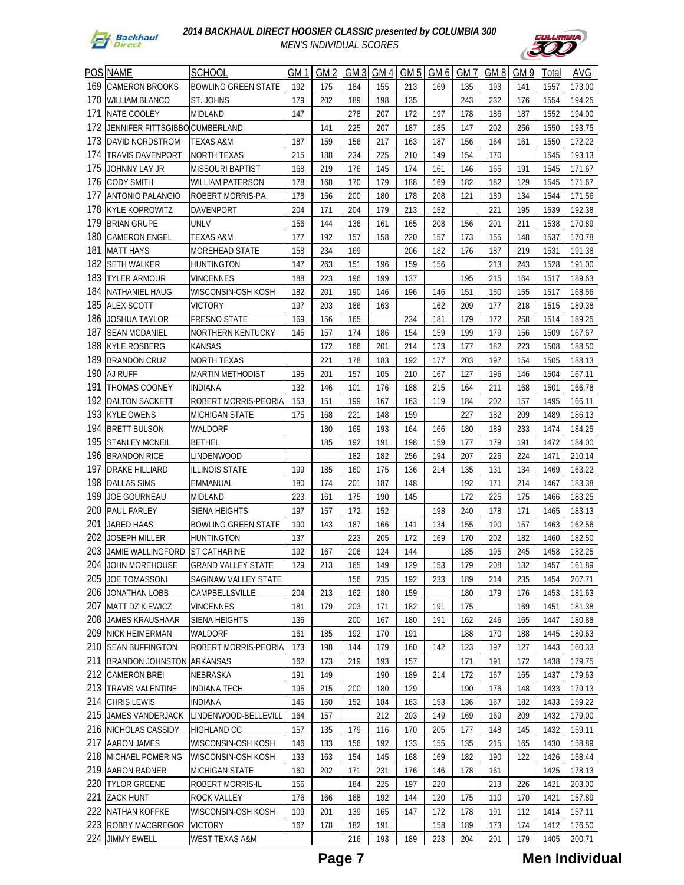# 2014 BACKHAUL DIRECT HOOSIER CLASSIC presented by COLUMBIA 300

*MEN'S INDIVIDUAL SCORES*

| POS | NAME | SCHOOL | GM 1 | GM 2 | GM 3 | GM 4 | GM 5 | GM 6 | GM 7 | GM 8 | GM 9 | Total | AVG |
|---|---|---|---|---|---|---|---|---|---|---|---|---|---|
| 169 | CAMERON BROOKS | BOWLING GREEN STATE | 192 | 175 | 184 | 155 | 213 | 169 | 135 | 193 | 141 | 1557 | 173.00 |
| 170 | WILLIAM BLANCO | ST. JOHNS | 179 | 202 | 189 | 198 | 135 | | 243 | 232 | 176 | 1554 | 194.25 |
| 171 | NATE COOLEY | MIDLAND | 147 | | 278 | 207 | 172 | 197 | 178 | 186 | 187 | 1552 | 194.00 |
| 172 | JENNIFER FITTSGIBBO | CUMBERLAND | | 141 | 225 | 207 | 187 | 185 | 147 | 202 | 256 | 1550 | 193.75 |
| 173 | DAVID NORDSTROM | TEXAS A&M | 187 | 159 | 156 | 217 | 163 | 187 | 156 | 164 | 161 | 1550 | 172.22 |
| 174 | TRAVIS DAVENPORT | NORTH TEXAS | 215 | 188 | 234 | 225 | 210 | 149 | 154 | 170 | | 1545 | 193.13 |
| 175 | JOHNNY LAY JR | MISSOURI BAPTIST | 168 | 219 | 176 | 145 | 174 | 161 | 146 | 165 | 191 | 1545 | 171.67 |
| 176 | CODY SMITH | WILLIAM PATERSON | 178 | 168 | 170 | 179 | 188 | 169 | 182 | 182 | 129 | 1545 | 171.67 |
| 177 | ANTONIO PALANGIO | ROBERT MORRIS-PA | 178 | 156 | 200 | 180 | 178 | 208 | 121 | 189 | 134 | 1544 | 171.56 |
| 178 | KYLE KOPROWITZ | DAVENPORT | 204 | 171 | 204 | 179 | 213 | 152 | | 221 | 195 | 1539 | 192.38 |
| 179 | BRIAN GRUPE | UNLV | 156 | 144 | 136 | 161 | 165 | 208 | 156 | 201 | 211 | 1538 | 170.89 |
| 180 | CAMERON ENGEL | TEXAS A&M | 177 | 192 | 157 | 158 | 220 | 157 | 173 | 155 | 148 | 1537 | 170.78 |
| 181 | MATT HAYS | MOREHEAD STATE | 158 | 234 | 169 | | 206 | 182 | 176 | 187 | 219 | 1531 | 191.38 |
| 182 | SETH WALKER | HUNTINGTON | 147 | 263 | 151 | 196 | 159 | 156 | | 213 | 243 | 1528 | 191.00 |
| 183 | TYLER ARMOUR | VINCENNES | 188 | 223 | 196 | 199 | 137 | | 195 | 215 | 164 | 1517 | 189.63 |
| 184 | NATHANIEL HAUG | WISCONSIN-OSH KOSH | 182 | 201 | 190 | 146 | 196 | 146 | 151 | 150 | 155 | 1517 | 168.56 |
| 185 | ALEX SCOTT | VICTORY | 197 | 203 | 186 | 163 | | 162 | 209 | 177 | 218 | 1515 | 189.38 |
| 186 | JOSHUA TAYLOR | FRESNO STATE | 169 | 156 | 165 | | 234 | 181 | 179 | 172 | 258 | 1514 | 189.25 |
| 187 | SEAN MCDANIEL | NORTHERN KENTUCKY | 145 | 157 | 174 | 186 | 154 | 159 | 199 | 179 | 156 | 1509 | 167.67 |
| 188 | KYLE ROSBERG | KANSAS | | 172 | 166 | 201 | 214 | 173 | 177 | 182 | 223 | 1508 | 188.50 |
| 189 | BRANDON CRUZ | NORTH TEXAS | | 221 | 178 | 183 | 192 | 177 | 203 | 197 | 154 | 1505 | 188.13 |
| 190 | AJ RUFF | MARTIN METHODIST | 195 | 201 | 157 | 105 | 210 | 167 | 127 | 196 | 146 | 1504 | 167.11 |
| 191 | THOMAS COONEY | INDIANA | 132 | 146 | 101 | 176 | 188 | 215 | 164 | 211 | 168 | 1501 | 166.78 |
| 192 | DALTON SACKETT | ROBERT MORRIS-PEORIA | 153 | 151 | 199 | 167 | 163 | 119 | 184 | 202 | 157 | 1495 | 166.11 |
| 193 | KYLE OWENS | MICHIGAN STATE | 175 | 168 | 221 | 148 | 159 | | 227 | 182 | 209 | 1489 | 186.13 |
| 194 | BRETT BULSON | WALDORF | | 180 | 169 | 193 | 164 | 166 | 180 | 189 | 233 | 1474 | 184.25 |
| 195 | STANLEY MCNEIL | BETHEL | | 185 | 192 | 191 | 198 | 159 | 177 | 179 | 191 | 1472 | 184.00 |
| 196 | BRANDON RICE | LINDENWOOD | | | 182 | 182 | 256 | 194 | 207 | 226 | 224 | 1471 | 210.14 |
| 197 | DRAKE HILLIARD | ILLINOIS STATE | 199 | 185 | 160 | 175 | 136 | 214 | 135 | 131 | 134 | 1469 | 163.22 |
| 198 | DALLAS SIMS | EMMANUAL | 180 | 174 | 201 | 187 | 148 | | 192 | 171 | 214 | 1467 | 183.38 |
| 199 | JOE GOURNEAU | MIDLAND | 223 | 161 | 175 | 190 | 145 | | 172 | 225 | 175 | 1466 | 183.25 |
| 200 | PAUL FARLEY | SIENA HEIGHTS | 197 | 157 | 172 | 152 | | 198 | 240 | 178 | 171 | 1465 | 183.13 |
| 201 | JARED HAAS | BOWLING GREEN STATE | 190 | 143 | 187 | 166 | 141 | 134 | 155 | 190 | 157 | 1463 | 162.56 |
| 202 | JOSEPH MILLER | HUNTINGTON | 137 | | 223 | 205 | 172 | 169 | 170 | 202 | 182 | 1460 | 182.50 |
| 203 | JAMIE WALLINGFORD | ST CATHARINE | 192 | 167 | 206 | 124 | 144 | | 185 | 195 | 245 | 1458 | 182.25 |
| 204 | JOHN MOREHOUSE | GRAND VALLEY STATE | 129 | 213 | 165 | 149 | 129 | 153 | 179 | 208 | 132 | 1457 | 161.89 |
| 205 | JOE TOMASSONI | SAGINAW VALLEY STATE | | | 156 | 235 | 192 | 233 | 189 | 214 | 235 | 1454 | 207.71 |
| 206 | JONATHAN LOBB | CAMPBELLSVILLE | 204 | 213 | 162 | 180 | 159 | | 180 | 179 | 176 | 1453 | 181.63 |
| 207 | MATT DZIKIEWICZ | VINCENNES | 181 | 179 | 203 | 171 | 182 | 191 | 175 | | 169 | 1451 | 181.38 |
| 208 | JAMES KRAUSHAAR | SIENA HEIGHTS | 136 | | 200 | 167 | 180 | 191 | 162 | 246 | 165 | 1447 | 180.88 |
| 209 | NICK HEIMERMAN | WALDORF | 161 | 185 | 192 | 170 | 191 | | 188 | 170 | 188 | 1445 | 180.63 |
| 210 | SEAN BUFFINGTON | ROBERT MORRIS-PEORIA | 173 | 198 | 144 | 179 | 160 | 142 | 123 | 197 | 127 | 1443 | 160.33 |
| 211 | BRANDON JOHNSTON | ARKANSAS | 162 | 173 | 219 | 193 | 157 | | 171 | 191 | 172 | 1438 | 179.75 |
| 212 | CAMERON BREI | NEBRASKA | 191 | 149 | | 190 | 189 | 214 | 172 | 167 | 165 | 1437 | 179.63 |
| 213 | TRAVIS VALENTINE | INDIANA TECH | 195 | 215 | 200 | 180 | 129 | | 190 | 176 | 148 | 1433 | 179.13 |
| 214 | CHRIS LEWIS | INDIANA | 146 | 150 | 152 | 184 | 163 | 153 | 136 | 167 | 182 | 1433 | 159.22 |
| 215 | JAMES VANDERJACK | LINDENWOOD-BELLEVILL | 164 | 157 | | 212 | 203 | 149 | 169 | 169 | 209 | 1432 | 179.00 |
| 216 | NICHOLAS CASSIDY | HIGHLAND CC | 157 | 135 | 179 | 116 | 170 | 205 | 177 | 148 | 145 | 1432 | 159.11 |
| 217 | AARON JAMES | WISCONSIN-OSH KOSH | 146 | 133 | 156 | 192 | 133 | 155 | 135 | 215 | 165 | 1430 | 158.89 |
| 218 | MICHAEL POMERING | WISCONSIN-OSH KOSH | 133 | 163 | 154 | 145 | 168 | 169 | 182 | 190 | 122 | 1426 | 158.44 |
| 219 | AARON RADNER | MICHIGAN STATE | 160 | 202 | 171 | 231 | 176 | 146 | 178 | 161 | | 1425 | 178.13 |
| 220 | TYLOR GREENE | ROBERT MORRIS-IL | 156 | | 184 | 225 | 197 | 220 | | 213 | 226 | 1421 | 203.00 |
| 221 | ZACK HUNT | ROCK VALLEY | 176 | 166 | 168 | 192 | 144 | 120 | 175 | 110 | 170 | 1421 | 157.89 |
| 222 | NATHAN KOFFKE | WISCONSIN-OSH KOSH | 109 | 201 | 139 | 165 | 147 | 172 | 178 | 191 | 112 | 1414 | 157.11 |
| 223 | ROBBY MACGREGOR | VICTORY | 167 | 178 | 182 | 191 | | 158 | 189 | 173 | 174 | 1412 | 176.50 |
| 224 | JIMMY EWELL | WEST TEXAS A&M | | | 216 | 193 | 189 | 223 | 204 | 201 | 179 | 1405 | 200.71 |

**Men Individual**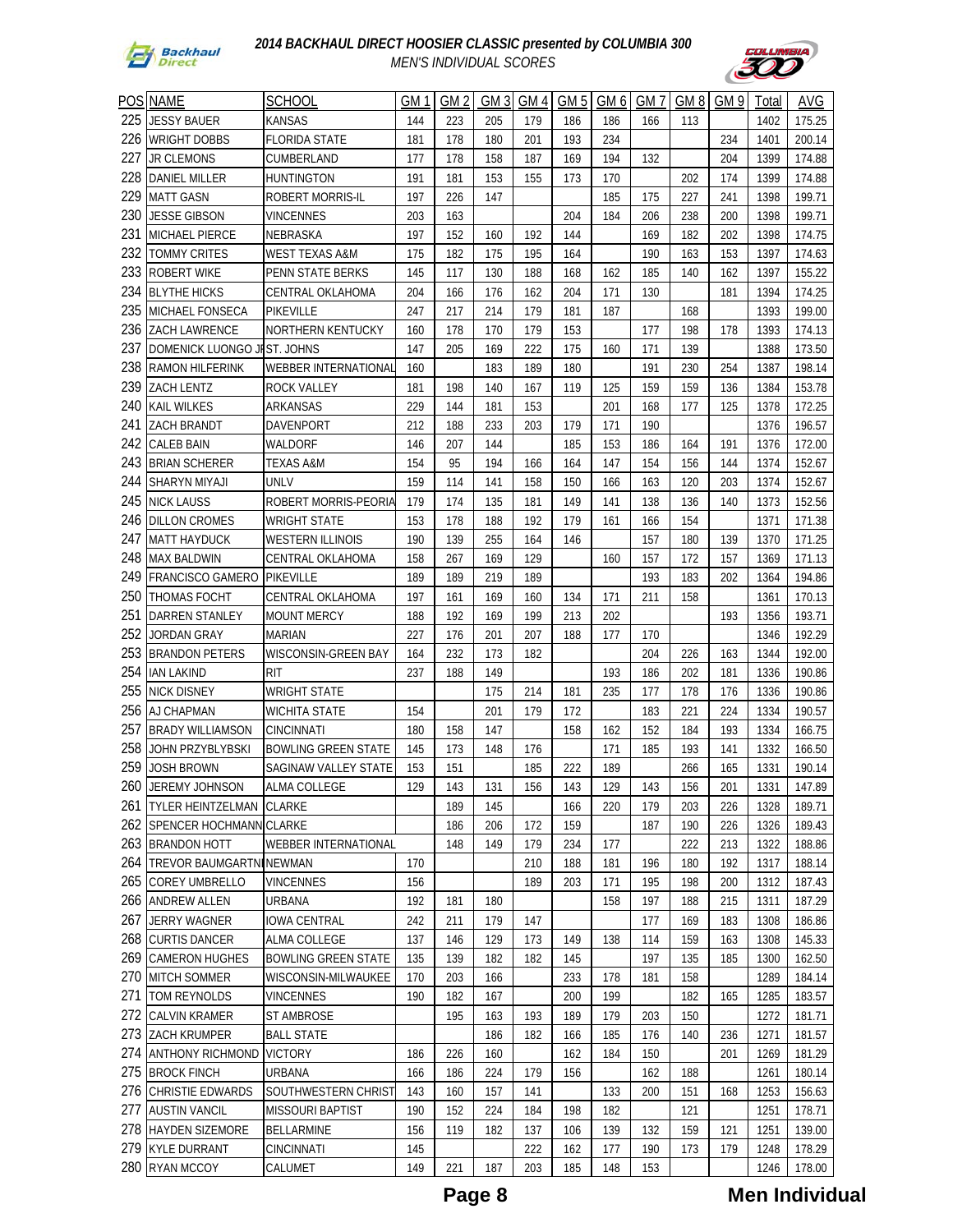# 2014 BACKHAUL DIRECT HOOSIER CLASSIC presented by COLUMBIA 300

## MEN'S INDIVIDUAL SCORES

| POS | NAME | SCHOOL | GM 1 | GM 2 | GM 3 | GM 4 | GM 5 | GM 6 | GM 7 | GM 8 | GM 9 | Total | AVG |
|---|---|---|---|---|---|---|---|---|---|---|---|---|---|
| 225 | JESSY BAUER | KANSAS | 144 | 223 | 205 | 179 | 186 | 186 | 166 | 113 | | 1402 | 175.25 |
| 226 | WRIGHT DOBBS | FLORIDA STATE | 181 | 178 | 180 | 201 | 193 | 234 | | | 234 | 1401 | 200.14 |
| 227 | JR CLEMONS | CUMBERLAND | 177 | 178 | 158 | 187 | 169 | 194 | 132 | | 204 | 1399 | 174.88 |
| 228 | DANIEL MILLER | HUNTINGTON | 191 | 181 | 153 | 155 | 173 | 170 | | 202 | 174 | 1399 | 174.88 |
| 229 | MATT GASN | ROBERT MORRIS-IL | 197 | 226 | 147 | | | 185 | 175 | 227 | 241 | 1398 | 199.71 |
| 230 | JESSE GIBSON | VINCENNES | 203 | 163 | | | 204 | 184 | 206 | 238 | 200 | 1398 | 199.71 |
| 231 | MICHAEL PIERCE | NEBRASKA | 197 | 152 | 160 | 192 | 144 | | 169 | 182 | 202 | 1398 | 174.75 |
| 232 | TOMMY CRITES | WEST TEXAS A&M | 175 | 182 | 175 | 195 | 164 | | 190 | 163 | 153 | 1397 | 174.63 |
| 233 | ROBERT WIKE | PENN STATE BERKS | 145 | 117 | 130 | 188 | 168 | 162 | 185 | 140 | 162 | 1397 | 155.22 |
| 234 | BLYTHE HICKS | CENTRAL OKLAHOMA | 204 | 166 | 176 | 162 | 204 | 171 | 130 | | 181 | 1394 | 174.25 |
| 235 | MICHAEL FONSECA | PIKEVILLE | 247 | 217 | 214 | 179 | 181 | 187 | | 168 | | 1393 | 199.00 |
| 236 | ZACH LAWRENCE | NORTHERN KENTUCKY | 160 | 178 | 170 | 179 | 153 | | 177 | 198 | 178 | 1393 | 174.13 |
| 237 | DOMENICK LUONGO JR | ST. JOHNS | 147 | 205 | 169 | 222 | 175 | 160 | 171 | 139 | | 1388 | 173.50 |
| 238 | RAMON HILFERINK | WEBBER INTERNATIONAL | 160 | | 183 | 189 | 180 | | 191 | 230 | 254 | 1387 | 198.14 |
| 239 | ZACH LENTZ | ROCK VALLEY | 181 | 198 | 140 | 167 | 119 | 125 | 159 | 159 | 136 | 1384 | 153.78 |
| 240 | KAIL WILKES | ARKANSAS | 229 | 144 | 181 | 153 | | 201 | 168 | 177 | 125 | 1378 | 172.25 |
| 241 | ZACH BRANDT | DAVENPORT | 212 | 188 | 233 | 203 | 179 | 171 | 190 | | | 1376 | 196.57 |
| 242 | CALEB BAIN | WALDORF | 146 | 207 | 144 | | 185 | 153 | 186 | 164 | 191 | 1376 | 172.00 |
| 243 | BRIAN SCHERER | TEXAS A&M | 154 | 95 | 194 | 166 | 164 | 147 | 154 | 156 | 144 | 1374 | 152.67 |
| 244 | SHARYN MIYAJI | UNLV | 159 | 114 | 141 | 158 | 150 | 166 | 163 | 120 | 203 | 1374 | 152.67 |
| 245 | NICK LAUSS | ROBERT MORRIS-PEORIA | 179 | 174 | 135 | 181 | 149 | 141 | 138 | 136 | 140 | 1373 | 152.56 |
| 246 | DILLON CROMES | WRIGHT STATE | 153 | 178 | 188 | 192 | 179 | 161 | 166 | 154 | | 1371 | 171.38 |
| 247 | MATT HAYDUCK | WESTERN ILLINOIS | 190 | 139 | 255 | 164 | 146 | | 157 | 180 | 139 | 1370 | 171.25 |
| 248 | MAX BALDWIN | CENTRAL OKLAHOMA | 158 | 267 | 169 | 129 | | 160 | 157 | 172 | 157 | 1369 | 171.13 |
| 249 | FRANCISCO GAMERO | PIKEVILLE | 189 | 189 | 219 | 189 | | | 193 | 183 | 202 | 1364 | 194.86 |
| 250 | THOMAS FOCHT | CENTRAL OKLAHOMA | 197 | 161 | 169 | 160 | 134 | 171 | 211 | 158 | | 1361 | 170.13 |
| 251 | DARREN STANLEY | MOUNT MERCY | 188 | 192 | 169 | 199 | 213 | 202 | | | 193 | 1356 | 193.71 |
| 252 | JORDAN GRAY | MARIAN | 227 | 176 | 201 | 207 | 188 | 177 | 170 | | | 1346 | 192.29 |
| 253 | BRANDON PETERS | WISCONSIN-GREEN BAY | 164 | 232 | 173 | 182 | | | 204 | 226 | 163 | 1344 | 192.00 |
| 254 | IAN LAKIND | RIT | 237 | 188 | 149 | | | 193 | 186 | 202 | 181 | 1336 | 190.86 |
| 255 | NICK DISNEY | WRIGHT STATE | | | 175 | 214 | 181 | 235 | 177 | 178 | 176 | 1336 | 190.86 |
| 256 | AJ CHAPMAN | WICHITA STATE | 154 | | 201 | 179 | 172 | | 183 | 221 | 224 | 1334 | 190.57 |
| 257 | BRADY WILLIAMSON | CINCINNATI | 180 | 158 | 147 | | 158 | 162 | 152 | 184 | 193 | 1334 | 166.75 |
| 258 | JOHN PRZYBLYBSKI | BOWLING GREEN STATE | 145 | 173 | 148 | 176 | | 171 | 185 | 193 | 141 | 1332 | 166.50 |
| 259 | JOSH BROWN | SAGINAW VALLEY STATE | 153 | 151 | | 185 | 222 | 189 | | 266 | 165 | 1331 | 190.14 |
| 260 | JEREMY JOHNSON | ALMA COLLEGE | 129 | 143 | 131 | 156 | 143 | 129 | 143 | 156 | 201 | 1331 | 147.89 |
| 261 | TYLER HEINTZELMAN | CLARKE | | 189 | 145 | | 166 | 220 | 179 | 203 | 226 | 1328 | 189.71 |
| 262 | SPENCER HOCHMANN | CLARKE | | 186 | 206 | 172 | 159 | | 187 | 190 | 226 | 1326 | 189.43 |
| 263 | BRANDON HOTT | WEBBER INTERNATIONAL | | 148 | 149 | 179 | 234 | 177 | | 222 | 213 | 1322 | 188.86 |
| 264 | TREVOR BAUMGARTNER | NEWMAN | 170 | | | 210 | 188 | 181 | 196 | 180 | 192 | 1317 | 188.14 |
| 265 | COREY UMBRELLO | VINCENNES | 156 | | | 189 | 203 | 171 | 195 | 198 | 200 | 1312 | 187.43 |
| 266 | ANDREW ALLEN | URBANA | 192 | 181 | 180 | | | 158 | 197 | 188 | 215 | 1311 | 187.29 |
| 267 | JERRY WAGNER | IOWA CENTRAL | 242 | 211 | 179 | 147 | | | 177 | 169 | 183 | 1308 | 186.86 |
| 268 | CURTIS DANCER | ALMA COLLEGE | 137 | 146 | 129 | 173 | 149 | 138 | 114 | 159 | 163 | 1308 | 145.33 |
| 269 | CAMERON HUGHES | BOWLING GREEN STATE | 135 | 139 | 182 | 182 | 145 | | 197 | 135 | 185 | 1300 | 162.50 |
| 270 | MITCH SOMMER | WISCONSIN-MILWAUKEE | 170 | 203 | 166 | | 233 | 178 | 181 | 158 | | 1289 | 184.14 |
| 271 | TOM REYNOLDS | VINCENNES | 190 | 182 | 167 | | 200 | 199 | | 182 | 165 | 1285 | 183.57 |
| 272 | CALVIN KRAMER | ST AMBROSE | | 195 | 163 | 193 | 189 | 179 | 203 | 150 | | 1272 | 181.71 |
| 273 | ZACH KRUMPER | BALL STATE | | | 186 | 182 | 166 | 185 | 176 | 140 | 236 | 1271 | 181.57 |
| 274 | ANTHONY RICHMOND | VICTORY | 186 | 226 | 160 | | 162 | 184 | 150 | | 201 | 1269 | 181.29 |
| 275 | BROCK FINCH | URBANA | 166 | 186 | 224 | 179 | 156 | | 162 | 188 | | 1261 | 180.14 |
| 276 | CHRISTIE EDWARDS | SOUTHWESTERN CHRIST | 143 | 160 | 157 | 141 | | 133 | 200 | 151 | 168 | 1253 | 156.63 |
| 277 | AUSTIN VANCIL | MISSOURI BAPTIST | 190 | 152 | 224 | 184 | 198 | 182 | | 121 | | 1251 | 178.71 |
| 278 | HAYDEN SIZEMORE | BELLARMINE | 156 | 119 | 182 | 137 | 106 | 139 | 132 | 159 | 121 | 1251 | 139.00 |
| 279 | KYLE DURRANT | CINCINNATI | 145 | | | 222 | 162 | 177 | 190 | 173 | 179 | 1248 | 178.29 |
| 280 | RYAN MCCOY | CALUMET | 149 | 221 | 187 | 203 | 185 | 148 | 153 | | | 1246 | 178.00 |

**Men Individual**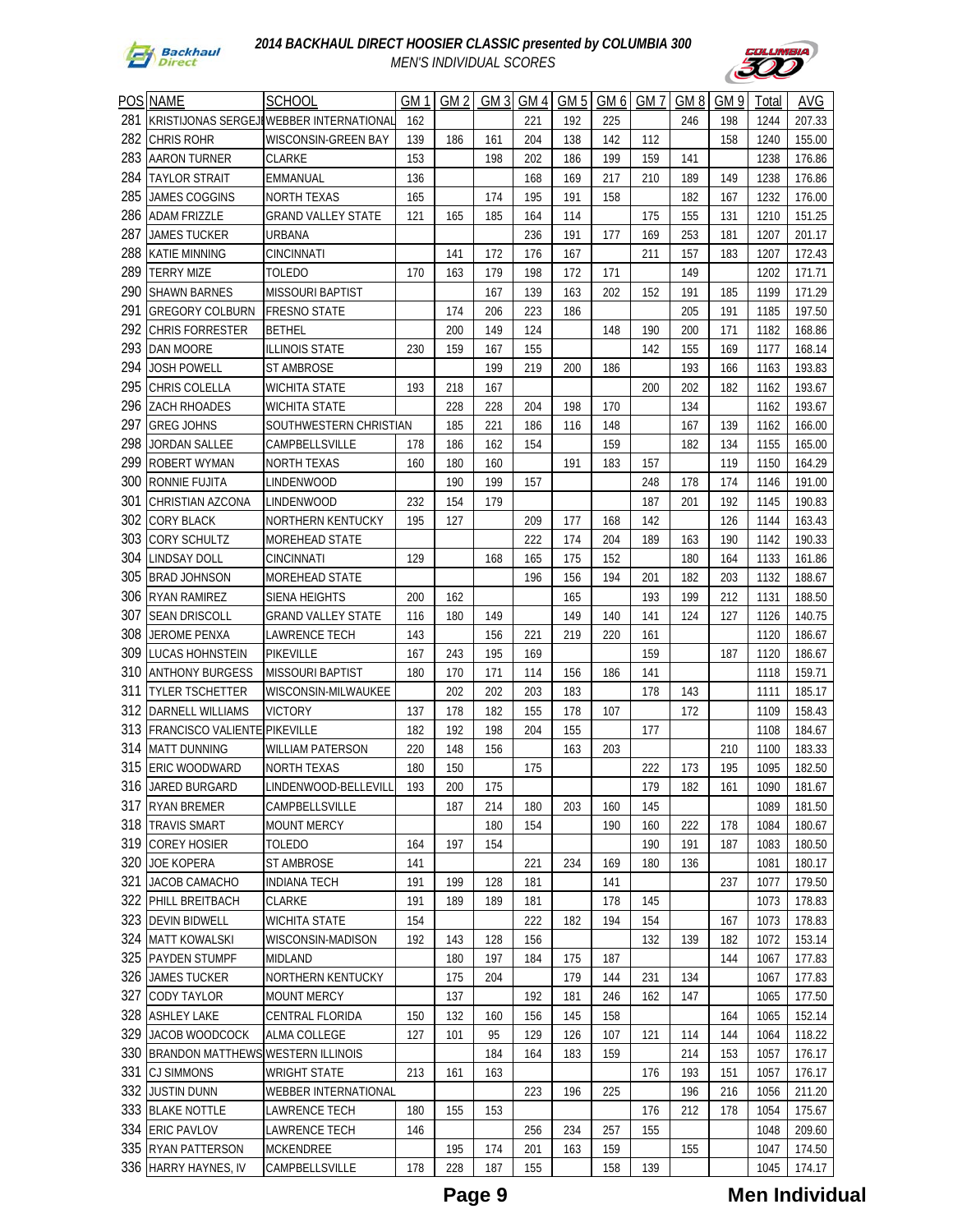# 2014 BACKHAUL DIRECT HOOSIER CLASSIC presented by COLUMBIA 300

*MEN'S INDIVIDUAL SCORES*

| POS | NAME | SCHOOL | GM 1 | GM 2 | GM 3 | GM 4 | GM 5 | GM 6 | GM 7 | GM 8 | GM 9 | Total | AVG |
|---|---|---|---|---|---|---|---|---|---|---|---|---|---|
| 281 | KRISTIJONAS SERGEJI | WEBBER INTERNATIONAL | 162 | | | 221 | 192 | 225 | | 246 | 198 | 1244 | 207.33 |
| 282 | CHRIS ROHR | WISCONSIN-GREEN BAY | 139 | 186 | 161 | 204 | 138 | 142 | 112 | | 158 | 1240 | 155.00 |
| 283 | AARON TURNER | CLARKE | 153 | | 198 | 202 | 186 | 199 | 159 | 141 | | 1238 | 176.86 |
| 284 | TAYLOR STRAIT | EMMANUAL | 136 | | | 168 | 169 | 217 | 210 | 189 | 149 | 1238 | 176.86 |
| 285 | JAMES COGGINS | NORTH TEXAS | 165 | | 174 | 195 | 191 | 158 | | 182 | 167 | 1232 | 176.00 |
| 286 | ADAM FRIZZLE | GRAND VALLEY STATE | 121 | 165 | 185 | 164 | 114 | | 175 | 155 | 131 | 1210 | 151.25 |
| 287 | JAMES TUCKER | URBANA | | | | 236 | 191 | 177 | 169 | 253 | 181 | 1207 | 201.17 |
| 288 | KATIE MINNING | CINCINNATI | | 141 | 172 | 176 | 167 | | 211 | 157 | 183 | 1207 | 172.43 |
| 289 | TERRY MIZE | TOLEDO | 170 | 163 | 179 | 198 | 172 | 171 | | 149 | | 1202 | 171.71 |
| 290 | SHAWN BARNES | MISSOURI BAPTIST | | | 167 | 139 | 163 | 202 | 152 | 191 | 185 | 1199 | 171.29 |
| 291 | GREGORY COLBURN | FRESNO STATE | | 174 | 206 | 223 | 186 | | | 205 | 191 | 1185 | 197.50 |
| 292 | CHRIS FORRESTER | BETHEL | | 200 | 149 | 124 | | 148 | 190 | 200 | 171 | 1182 | 168.86 |
| 293 | DAN MOORE | ILLINOIS STATE | 230 | 159 | 167 | 155 | | | 142 | 155 | 169 | 1177 | 168.14 |
| 294 | JOSH POWELL | ST AMBROSE | | | 199 | 219 | 200 | 186 | | 193 | 166 | 1163 | 193.83 |
| 295 | CHRIS COLELLA | WICHITA STATE | 193 | 218 | 167 | | | | 200 | 202 | 182 | 1162 | 193.67 |
| 296 | ZACH RHOADES | WICHITA STATE | | 228 | 228 | 204 | 198 | 170 | | 134 | | 1162 | 193.67 |
| 297 | GREG JOHNS | SOUTHWESTERN CHRISTIAN | | 185 | 221 | 186 | 116 | 148 | | 167 | 139 | 1162 | 166.00 |
| 298 | JORDAN SALLEE | CAMPBELLSVILLE | 178 | 186 | 162 | 154 | | 159 | | 182 | 134 | 1155 | 165.00 |
| 299 | ROBERT WYMAN | NORTH TEXAS | 160 | 180 | 160 | | 191 | 183 | 157 | | 119 | 1150 | 164.29 |
| 300 | RONNIE FUJITA | LINDENWOOD | | 190 | 199 | 157 | | | 248 | 178 | 174 | 1146 | 191.00 |
| 301 | CHRISTIAN AZCONA | LINDENWOOD | 232 | 154 | 179 | | | | 187 | 201 | 192 | 1145 | 190.83 |
| 302 | CORY BLACK | NORTHERN KENTUCKY | 195 | 127 | | 209 | 177 | 168 | 142 | | 126 | 1144 | 163.43 |
| 303 | CORY SCHULTZ | MOREHEAD STATE | | | | 222 | 174 | 204 | 189 | 163 | 190 | 1142 | 190.33 |
| 304 | LINDSAY DOLL | CINCINNATI | 129 | | 168 | 165 | 175 | 152 | | 180 | 164 | 1133 | 161.86 |
| 305 | BRAD JOHNSON | MOREHEAD STATE | | | | 196 | 156 | 194 | 201 | 182 | 203 | 1132 | 188.67 |
| 306 | RYAN RAMIREZ | SIENA HEIGHTS | 200 | 162 | | | 165 | | 193 | 199 | 212 | 1131 | 188.50 |
| 307 | SEAN DRISCOLL | GRAND VALLEY STATE | 116 | 180 | 149 | | 149 | 140 | 141 | 124 | 127 | 1126 | 140.75 |
| 308 | JEROME PENXA | LAWRENCE TECH | 143 | | 156 | 221 | 219 | 220 | 161 | | | 1120 | 186.67 |
| 309 | LUCAS HOHNSTEIN | PIKEVILLE | 167 | 243 | 195 | 169 | | | 159 | | 187 | 1120 | 186.67 |
| 310 | ANTHONY BURGESS | MISSOURI BAPTIST | 180 | 170 | 171 | 114 | 156 | 186 | 141 | | | 1118 | 159.71 |
| 311 | TYLER TSCHETTER | WISCONSIN-MILWAUKEE | | 202 | 202 | 203 | 183 | | 178 | 143 | | 1111 | 185.17 |
| 312 | DARNELL WILLIAMS | VICTORY | 137 | 178 | 182 | 155 | 178 | 107 | | 172 | | 1109 | 158.43 |
| 313 | FRANCISCO VALIENTE | PIKEVILLE | 182 | 192 | 198 | 204 | 155 | | 177 | | | 1108 | 184.67 |
| 314 | MATT DUNNING | WILLIAM PATERSON | 220 | 148 | 156 | | 163 | 203 | | | 210 | 1100 | 183.33 |
| 315 | ERIC WOODWARD | NORTH TEXAS | 180 | 150 | | 175 | | | 222 | 173 | 195 | 1095 | 182.50 |
| 316 | JARED BURGARD | LINDENWOOD-BELLEVILL | 193 | 200 | 175 | | | | 179 | 182 | 161 | 1090 | 181.67 |
| 317 | RYAN BREMER | CAMPBELLSVILLE | | 187 | 214 | 180 | 203 | 160 | 145 | | | 1089 | 181.50 |
| 318 | TRAVIS SMART | MOUNT MERCY | | | 180 | 154 | | 190 | 160 | 222 | 178 | 1084 | 180.67 |
| 319 | COREY HOSIER | TOLEDO | 164 | 197 | 154 | | | | 190 | 191 | 187 | 1083 | 180.50 |
| 320 | JOE KOPERA | ST AMBROSE | 141 | | | 221 | 234 | 169 | 180 | 136 | | 1081 | 180.17 |
| 321 | JACOB CAMACHO | INDIANA TECH | 191 | 199 | 128 | 181 | | 141 | | | 237 | 1077 | 179.50 |
| 322 | PHILL BREITBACH | CLARKE | 191 | 189 | 189 | 181 | | 178 | 145 | | | 1073 | 178.83 |
| 323 | DEVIN BIDWELL | WICHITA STATE | 154 | | | 222 | 182 | 194 | 154 | | 167 | 1073 | 178.83 |
| 324 | MATT KOWALSKI | WISCONSIN-MADISON | 192 | 143 | 128 | 156 | | | 132 | 139 | 182 | 1072 | 153.14 |
| 325 | PAYDEN STUMPF | MIDLAND | | 180 | 197 | 184 | 175 | 187 | | | 144 | 1067 | 177.83 |
| 326 | JAMES TUCKER | NORTHERN KENTUCKY | | 175 | 204 | | 179 | 144 | 231 | 134 | | 1067 | 177.83 |
| 327 | CODY TAYLOR | MOUNT MERCY | | 137 | | 192 | 181 | 246 | 162 | 147 | | 1065 | 177.50 |
| 328 | ASHLEY LAKE | CENTRAL FLORIDA | 150 | 132 | 160 | 156 | 145 | 158 | | | 164 | 1065 | 152.14 |
| 329 | JACOB WOODCOCK | ALMA COLLEGE | 127 | 101 | 95 | 129 | 126 | 107 | 121 | 114 | 144 | 1064 | 118.22 |
| 330 | BRANDON MATTHEWS | WESTERN ILLINOIS | | | 184 | 164 | 183 | 159 | | 214 | 153 | 1057 | 176.17 |
| 331 | CJ SIMMONS | WRIGHT STATE | 213 | 161 | 163 | | | | 176 | 193 | 151 | 1057 | 176.17 |
| 332 | JUSTIN DUNN | WEBBER INTERNATIONAL | | | | 223 | 196 | 225 | | 196 | 216 | 1056 | 211.20 |
| 333 | BLAKE NOTTLE | LAWRENCE TECH | 180 | 155 | 153 | | | | 176 | 212 | 178 | 1054 | 175.67 |
| 334 | ERIC PAVLOV | LAWRENCE TECH | 146 | | | 256 | 234 | 257 | 155 | | | 1048 | 209.60 |
| 335 | RYAN PATTERSON | MCKENDREE | | 195 | 174 | 201 | 163 | 159 | | 155 | | 1047 | 174.50 |
| 336 | HARRY HAYNES, IV | CAMPBELLSVILLE | 178 | 228 | 187 | 155 | | 158 | 139 | | | 1045 | 174.17 |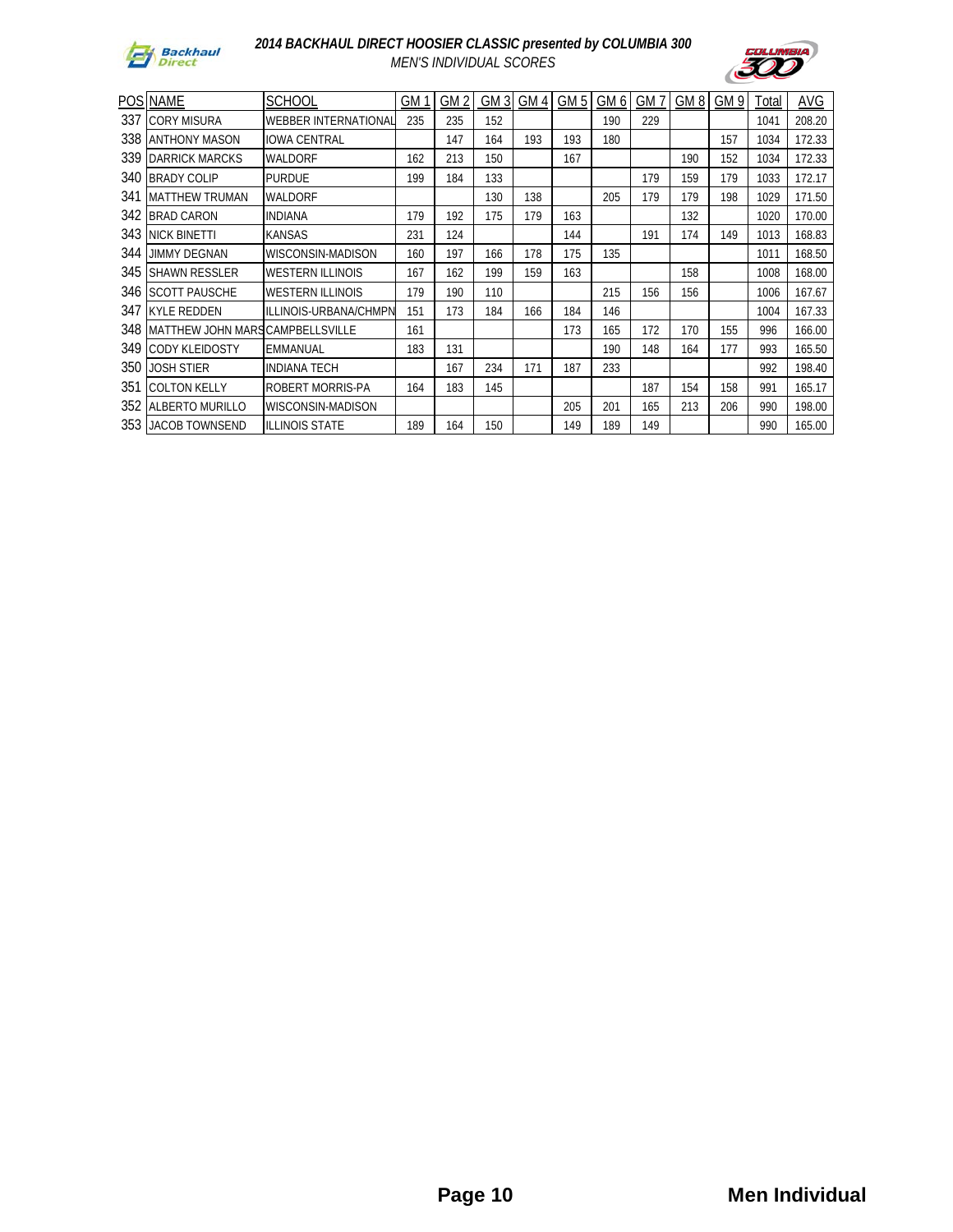# *2014 BACKHAUL DIRECT HOOSIER CLASSIC presented by COLUMBIA 300*

*MEN'S INDIVIDUAL SCORES*

| POS | NAME | SCHOOL | GM 1 | GM 2 | GM 3 | GM 4 | GM 5 | GM 6 | GM 7 | GM 8 | GM 9 | Total | AVG |
|---|---|---|---|---|---|---|---|---|---|---|---|---|---|
| 337 | CORY MISURA | WEBBER INTERNATIONAL | 235 | 235 | 152 | | | 190 | 229 | | | 1041 | 208.20 |
| 338 | ANTHONY MASON | IOWA CENTRAL | | 147 | 164 | 193 | 193 | 180 | | | 157 | 1034 | 172.33 |
| 339 | DARRICK MARCKS | WALDORF | 162 | 213 | 150 | | 167 | | | 190 | 152 | 1034 | 172.33 |
| 340 | BRADY COLIP | PURDUE | 199 | 184 | 133 | | | | 179 | 159 | 179 | 1033 | 172.17 |
| 341 | MATTHEW TRUMAN | WALDORF | | | 130 | 138 | | 205 | 179 | 179 | 198 | 1029 | 171.50 |
| 342 | BRAD CARON | INDIANA | 179 | 192 | 175 | 179 | 163 | | | 132 | | 1020 | 170.00 |
| 343 | NICK BINETTI | KANSAS | 231 | 124 | | | 144 | | 191 | 174 | 149 | 1013 | 168.83 |
| 344 | JIMMY DEGNAN | WISCONSIN-MADISON | 160 | 197 | 166 | 178 | 175 | 135 | | | | 1011 | 168.50 |
| 345 | SHAWN RESSLER | WESTERN ILLINOIS | 167 | 162 | 199 | 159 | 163 | | | 158 | | 1008 | 168.00 |
| 346 | SCOTT PAUSCHE | WESTERN ILLINOIS | 179 | 190 | 110 | | | 215 | 156 | 156 | | 1006 | 167.67 |
| 347 | KYLE REDDEN | ILLINOIS-URBANA/CHMPN | 151 | 173 | 184 | 166 | 184 | 146 | | | | 1004 | 167.33 |
| 348 | MATTHEW JOHN MARS | CAMPBELLSVILLE | 161 | | | | 173 | 165 | 172 | 170 | 155 | 996 | 166.00 |
| 349 | CODY KLEIDOSTY | EMMANUAL | 183 | 131 | | | | 190 | 148 | 164 | 177 | 993 | 165.50 |
| 350 | JOSH STIER | INDIANA TECH | | 167 | 234 | 171 | 187 | 233 | | | | 992 | 198.40 |
| 351 | COLTON KELLY | ROBERT MORRIS-PA | 164 | 183 | 145 | | | | 187 | 154 | 158 | 991 | 165.17 |
| 352 | ALBERTO MURILLO | WISCONSIN-MADISON | | | | | 205 | 201 | 165 | 213 | 206 | 990 | 198.00 |
| 353 | JACOB TOWNSEND | ILLINOIS STATE | 189 | 164 | 150 | | 149 | 189 | 149 | | | 990 | 165.00 |